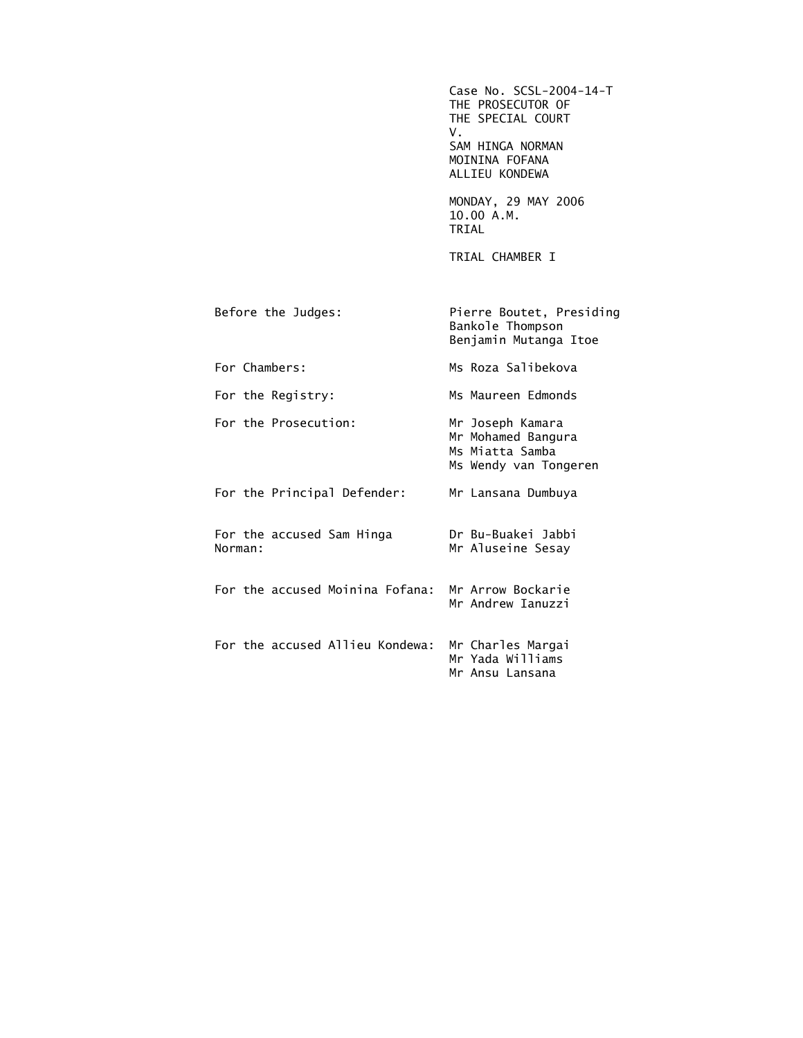Case No. SCSL-2004-14-T
THE PROSECUTOR OF
THE SPECIAL COURT
V.
SAM HINGA NORMAN
MOININA FOFANA
ALLIEU KONDEWA

MONDAY, 29 MAY 2006
10.00 A.M.
TRIAL

TRIAL CHAMBER I

| | |
|---|---|
| Before the Judges: | Pierre Boutet, Presiding<br>Bankole Thompson<br>Benjamin Mutanga Itoe |
| For Chambers: | Ms Roza Salibekova |
| For the Registry: | Ms Maureen Edmonds |
| For the Prosecution: | Mr Joseph Kamara<br>Mr Mohamed Bangura<br>Ms Miatta Samba<br>Ms Wendy van Tongeren |
| For the Principal Defender: | Mr Lansana Dumbuya |
| For the accused Sam Hinga Norman: | Dr Bu-Buakei Jabbi<br>Mr Aluseine Sesay |
| For the accused Moinina Fofana: | Mr Arrow Bockarie<br>Mr Andrew Ianuzzi |
| For the accused Allieu Kondewa: | Mr Charles Margai<br>Mr Yada Williams<br>Mr Ansu Lansana |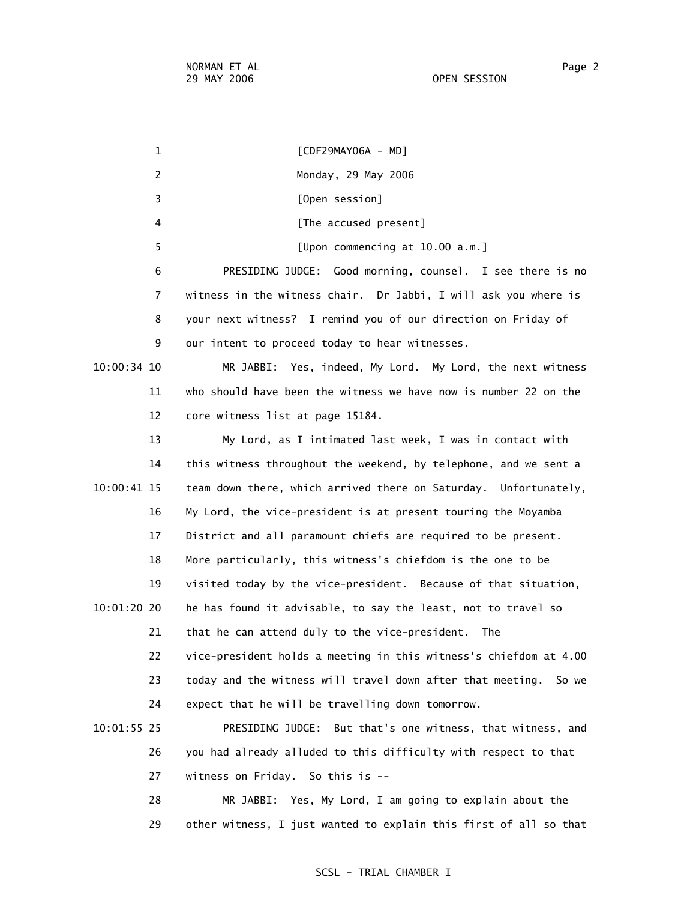[CDF29MAY06A - MD]

Monday, 29 May 2006

[Open session]

[The accused present]

[Upon commencing at 10.00 a.m.]

PRESIDING JUDGE: Good morning, counsel. I see there is no witness in the witness chair. Dr Jabbi, I will ask you where is your next witness? I remind you of our direction on Friday of our intent to proceed today to hear witnesses.

10:00:34 MR JABBI: Yes, indeed, My Lord. My Lord, the next witness who should have been the witness we have now is number 22 on the core witness list at page 15184.

My Lord, as I intimated last week, I was in contact with this witness throughout the weekend, by telephone, and we sent a team down there, which arrived there on Saturday. Unfortunately, My Lord, the vice-president is at present touring the Moyamba District and all paramount chiefs are required to be present. More particularly, this witness's chiefdom is the one to be visited today by the vice-president. Because of that situation, he has found it advisable, to say the least, not to travel so that he can attend duly to the vice-president. The vice-president holds a meeting in this witness's chiefdom at 4.00 today and the witness will travel down after that meeting. So we expect that he will be travelling down tomorrow.

10:01:55 PRESIDING JUDGE: But that's one witness, that witness, and you had already alluded to this difficulty with respect to that witness on Friday. So this is --

MR JABBI: Yes, My Lord, I am going to explain about the other witness, I just wanted to explain this first of all so that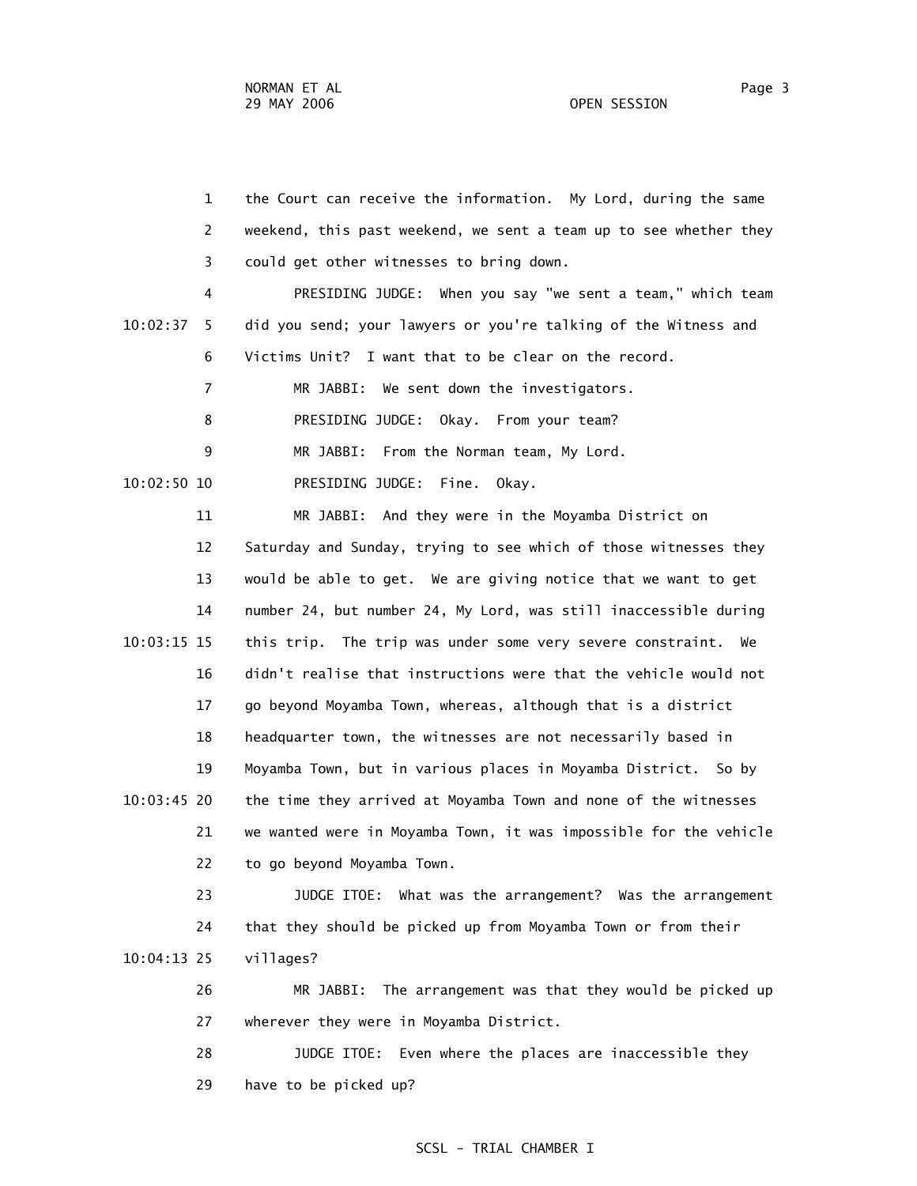the Court can receive the information. My Lord, during the same weekend, this past weekend, we sent a team up to see whether they could get other witnesses to bring down.

PRESIDING JUDGE: When you say "we sent a team," which team did you send; your lawyers or you're talking of the Witness and Victims Unit? I want that to be clear on the record.

MR JABBI: We sent down the investigators.

PRESIDING JUDGE: Okay. From your team?

MR JABBI: From the Norman team, My Lord.

PRESIDING JUDGE: Fine. Okay.

MR JABBI: And they were in the Moyamba District on Saturday and Sunday, trying to see which of those witnesses they would be able to get. We are giving notice that we want to get number 24, but number 24, My Lord, was still inaccessible during this trip. The trip was under some very severe constraint. We didn't realise that instructions were that the vehicle would not go beyond Moyamba Town, whereas, although that is a district headquarter town, the witnesses are not necessarily based in Moyamba Town, but in various places in Moyamba District. So by the time they arrived at Moyamba Town and none of the witnesses we wanted were in Moyamba Town, it was impossible for the vehicle to go beyond Moyamba Town.

JUDGE ITOE: What was the arrangement? Was the arrangement that they should be picked up from Moyamba Town or from their villages?

MR JABBI: The arrangement was that they would be picked up wherever they were in Moyamba District.

JUDGE ITOE: Even where the places are inaccessible they have to be picked up?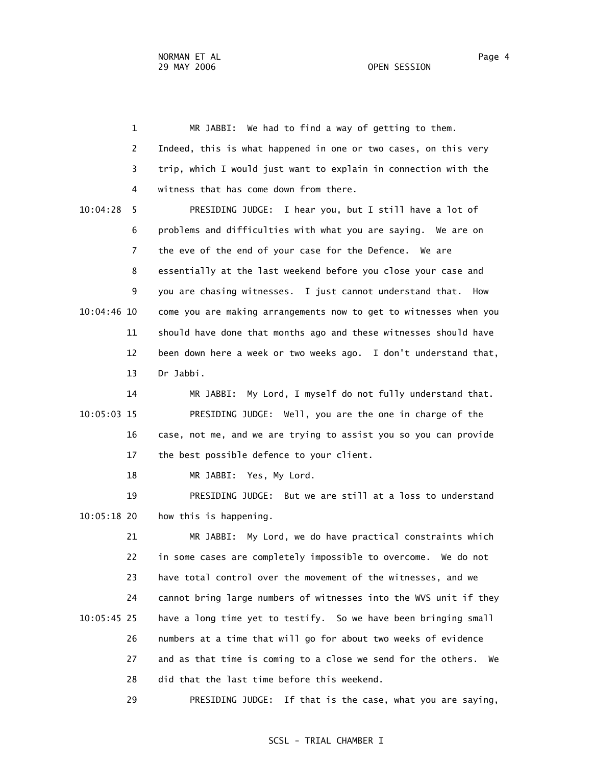MR JABBI: We had to find a way of getting to them. Indeed, this is what happened in one or two cases, on this very trip, which I would just want to explain in connection with the witness that has come down from there.

PRESIDING JUDGE: I hear you, but I still have a lot of problems and difficulties with what you are saying. We are on the eve of the end of your case for the Defence. We are essentially at the last weekend before you close your case and you are chasing witnesses. I just cannot understand that. How come you are making arrangements now to get to witnesses when you should have done that months ago and these witnesses should have been down here a week or two weeks ago. I don't understand that, Dr Jabbi.

MR JABBI: My Lord, I myself do not fully understand that.

PRESIDING JUDGE: Well, you are the one in charge of the case, not me, and we are trying to assist you so you can provide the best possible defence to your client.

MR JABBI: Yes, My Lord.

PRESIDING JUDGE: But we are still at a loss to understand how this is happening.

MR JABBI: My Lord, we do have practical constraints which in some cases are completely impossible to overcome. We do not have total control over the movement of the witnesses, and we cannot bring large numbers of witnesses into the WVS unit if they have a long time yet to testify. So we have been bringing small numbers at a time that will go for about two weeks of evidence and as that time is coming to a close we send for the others. We did that the last time before this weekend.

PRESIDING JUDGE: If that is the case, what you are saying,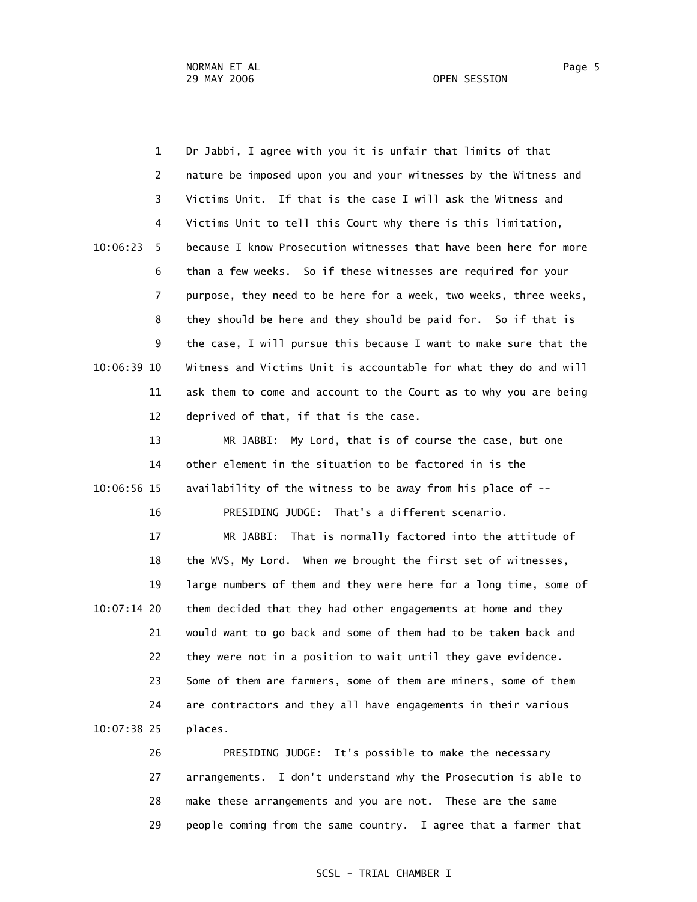1 Dr Jabbi, I agree with you it is unfair that limits of that
2 nature be imposed upon you and your witnesses by the Witness and
3 Victims Unit. If that is the case I will ask the Witness and
4 Victims Unit to tell this Court why there is this limitation,
10:06:23 5 because I know Prosecution witnesses that have been here for more
6 than a few weeks. So if these witnesses are required for your
7 purpose, they need to be here for a week, two weeks, three weeks,
8 they should be here and they should be paid for. So if that is
9 the case, I will pursue this because I want to make sure that the
10:06:39 10 Witness and Victims Unit is accountable for what they do and will
11 ask them to come and account to the Court as to why you are being
12 deprived of that, if that is the case.
13 MR JABBI: My Lord, that is of course the case, but one
14 other element in the situation to be factored in is the
10:06:56 15 availability of the witness to be away from his place of --
16 PRESIDING JUDGE: That's a different scenario.
17 MR JABBI: That is normally factored into the attitude of
18 the WVS, My Lord. When we brought the first set of witnesses,
19 large numbers of them and they were here for a long time, some of
10:07:14 20 them decided that they had other engagements at home and they
21 would want to go back and some of them had to be taken back and
22 they were not in a position to wait until they gave evidence.
23 Some of them are farmers, some of them are miners, some of them
24 are contractors and they all have engagements in their various
10:07:38 25 places.
26 PRESIDING JUDGE: It's possible to make the necessary
27 arrangements. I don't understand why the Prosecution is able to
28 make these arrangements and you are not. These are the same
29 people coming from the same country. I agree that a farmer that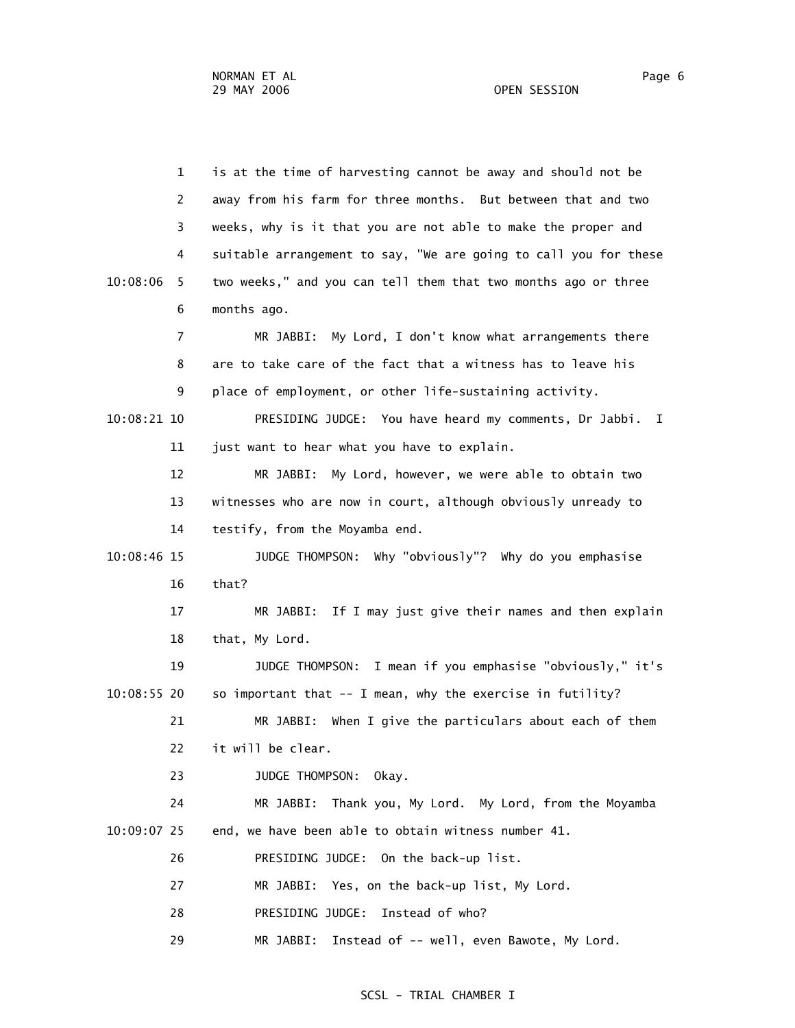is at the time of harvesting cannot be away and should not be away from his farm for three months. But between that and two weeks, why is it that you are not able to make the proper and suitable arrangement to say, "We are going to call you for these two weeks," and you can tell them that two months ago or three months ago.

MR JABBI: My Lord, I don't know what arrangements there are to take care of the fact that a witness has to leave his place of employment, or other life-sustaining activity.

PRESIDING JUDGE: You have heard my comments, Dr Jabbi. I just want to hear what you have to explain.

MR JABBI: My Lord, however, we were able to obtain two witnesses who are now in court, although obviously unready to testify, from the Moyamba end.

JUDGE THOMPSON: Why "obviously"? Why do you emphasise that?

MR JABBI: If I may just give their names and then explain that, My Lord.

JUDGE THOMPSON: I mean if you emphasise "obviously," it's so important that -- I mean, why the exercise in futility?

MR JABBI: When I give the particulars about each of them it will be clear.

JUDGE THOMPSON: Okay.

MR JABBI: Thank you, My Lord. My Lord, from the Moyamba end, we have been able to obtain witness number 41.

PRESIDING JUDGE: On the back-up list.

MR JABBI: Yes, on the back-up list, My Lord.

PRESIDING JUDGE: Instead of who?

MR JABBI: Instead of -- well, even Bawote, My Lord.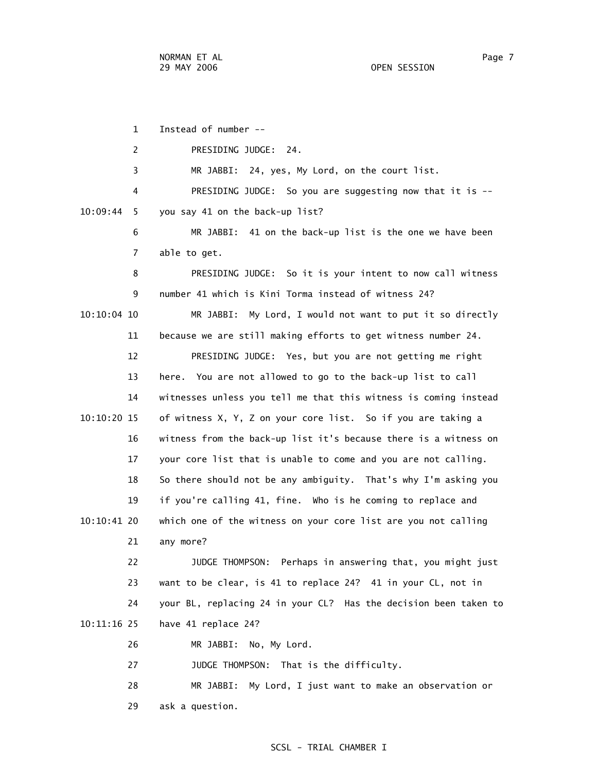1 Instead of number --

2 PRESIDING JUDGE: 24.

3 MR JABBI: 24, yes, My Lord, on the court list.

4 PRESIDING JUDGE: So you are suggesting now that it is --

10:09:44 5 you say 41 on the back-up list?

6 MR JABBI: 41 on the back-up list is the one we have been

7 able to get.

8 PRESIDING JUDGE: So it is your intent to now call witness

9 number 41 which is Kini Torma instead of witness 24?

10:10:04 10 MR JABBI: My Lord, I would not want to put it so directly

11 because we are still making efforts to get witness number 24.

12 PRESIDING JUDGE: Yes, but you are not getting me right

13 here. You are not allowed to go to the back-up list to call

14 witnesses unless you tell me that this witness is coming instead

10:10:20 15 of witness X, Y, Z on your core list. So if you are taking a

16 witness from the back-up list it's because there is a witness on

17 your core list that is unable to come and you are not calling.

18 So there should not be any ambiguity. That's why I'm asking you

19 if you're calling 41, fine. Who is he coming to replace and

10:10:41 20 which one of the witness on your core list are you not calling

21 any more?

22 JUDGE THOMPSON: Perhaps in answering that, you might just

23 want to be clear, is 41 to replace 24? 41 in your CL, not in

24 your BL, replacing 24 in your CL? Has the decision been taken to

10:11:16 25 have 41 replace 24?

26 MR JABBI: No, My Lord.

27 JUDGE THOMPSON: That is the difficulty.

28 MR JABBI: My Lord, I just want to make an observation or

29 ask a question.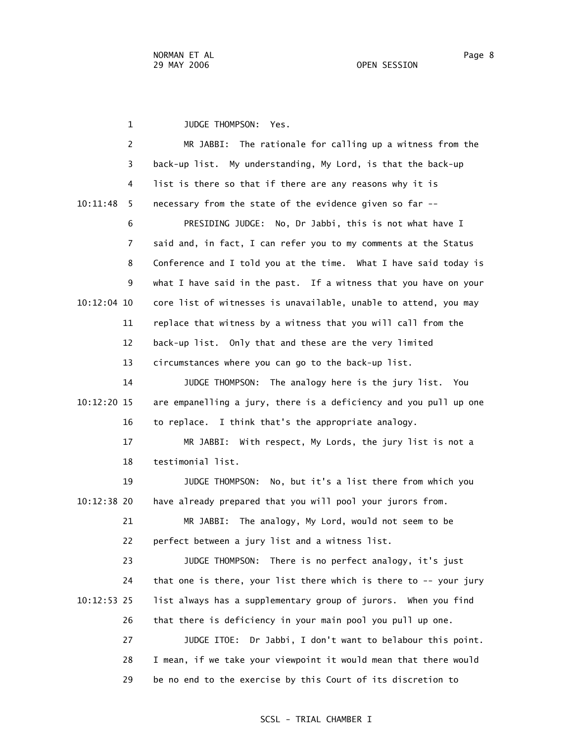JUDGE THOMPSON: Yes.

MR JABBI: The rationale for calling up a witness from the back-up list. My understanding, My Lord, is that the back-up list is there so that if there are any reasons why it is necessary from the state of the evidence given so far --

PRESIDING JUDGE: No, Dr Jabbi, this is not what have I said and, in fact, I can refer you to my comments at the Status Conference and I told you at the time. What I have said today is what I have said in the past. If a witness that you have on your core list of witnesses is unavailable, unable to attend, you may replace that witness by a witness that you will call from the back-up list. Only that and these are the very limited circumstances where you can go to the back-up list.

JUDGE THOMPSON: The analogy here is the jury list. You are empanelling a jury, there is a deficiency and you pull up one to replace. I think that's the appropriate analogy.

MR JABBI: With respect, My Lords, the jury list is not a testimonial list.

JUDGE THOMPSON: No, but it's a list there from which you have already prepared that you will pool your jurors from.

MR JABBI: The analogy, My Lord, would not seem to be perfect between a jury list and a witness list.

JUDGE THOMPSON: There is no perfect analogy, it's just that one is there, your list there which is there to -- your jury list always has a supplementary group of jurors. When you find that there is deficiency in your main pool you pull up one.

JUDGE ITOE: Dr Jabbi, I don't want to belabour this point. I mean, if we take your viewpoint it would mean that there would be no end to the exercise by this Court of its discretion to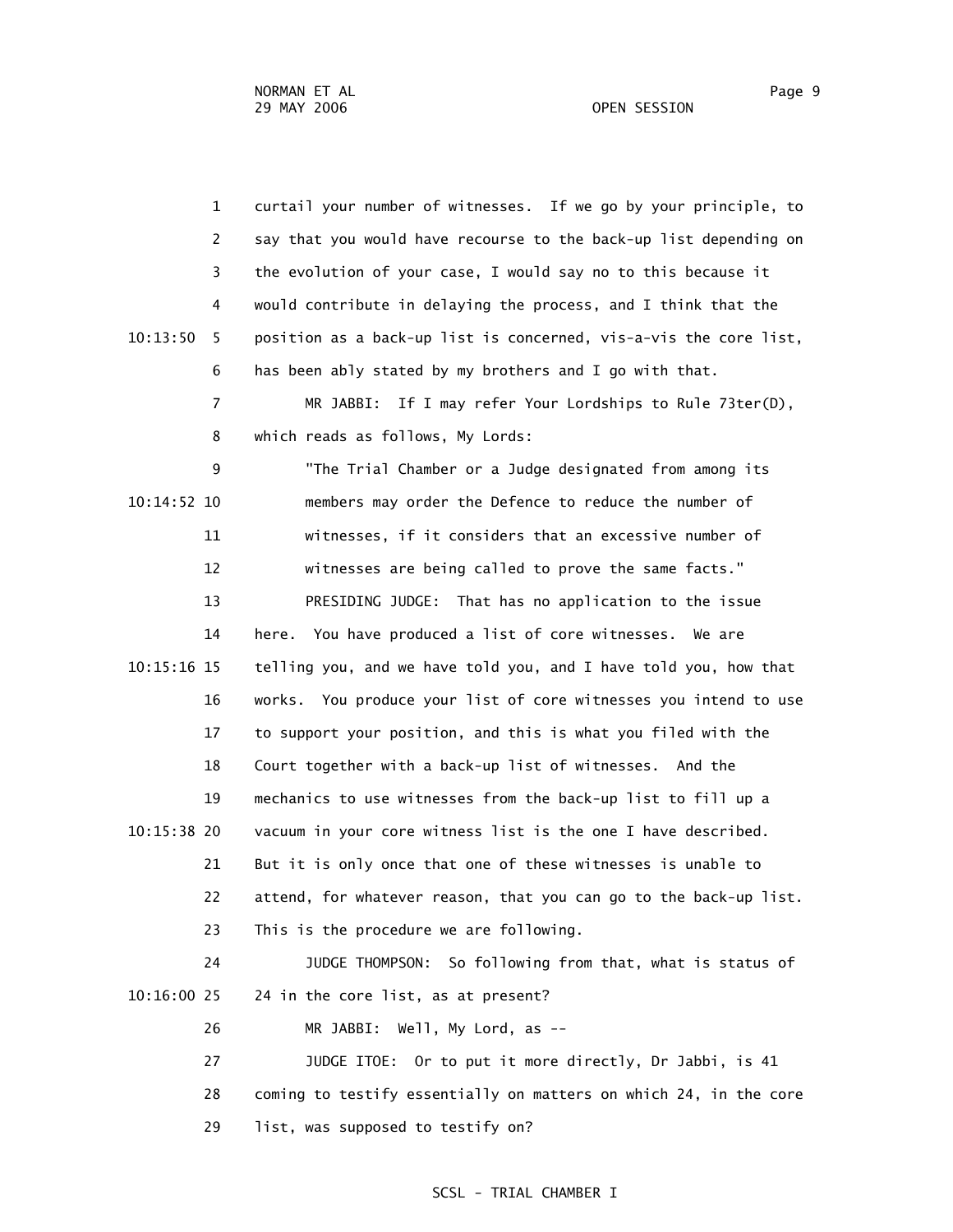curtail your number of witnesses. If we go by your principle, to say that you would have recourse to the back-up list depending on the evolution of your case, I would say no to this because it would contribute in delaying the process, and I think that the position as a back-up list is concerned, vis-a-vis the core list, has been ably stated by my brothers and I go with that.

MR JABBI: If I may refer Your Lordships to Rule 73ter(D), which reads as follows, My Lords:

> "The Trial Chamber or a Judge designated from among its members may order the Defence to reduce the number of witnesses, if it considers that an excessive number of witnesses are being called to prove the same facts."

PRESIDING JUDGE: That has no application to the issue here. You have produced a list of core witnesses. We are telling you, and we have told you, and I have told you, how that works. You produce your list of core witnesses you intend to use to support your position, and this is what you filed with the Court together with a back-up list of witnesses. And the mechanics to use witnesses from the back-up list to fill up a vacuum in your core witness list is the one I have described. But it is only once that one of these witnesses is unable to attend, for whatever reason, that you can go to the back-up list. This is the procedure we are following.

JUDGE THOMPSON: So following from that, what is status of 24 in the core list, as at present?

MR JABBI: Well, My Lord, as --

JUDGE ITOE: Or to put it more directly, Dr Jabbi, is 41 coming to testify essentially on matters on which 24, in the core list, was supposed to testify on?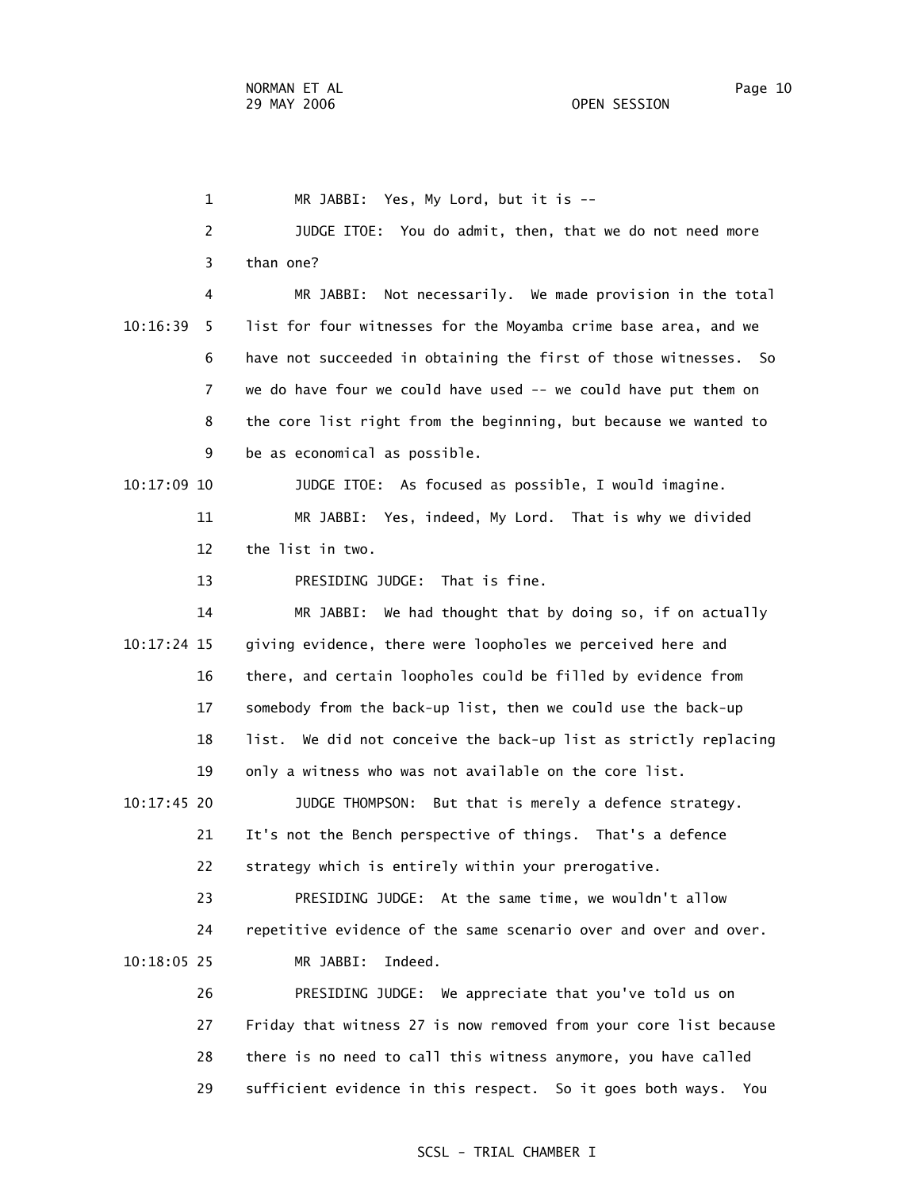MR JABBI: Yes, My Lord, but it is --

JUDGE ITOE: You do admit, then, that we do not need more than one?

MR JABBI: Not necessarily. We made provision in the total list for four witnesses for the Moyamba crime base area, and we have not succeeded in obtaining the first of those witnesses. So we do have four we could have used -- we could have put them on the core list right from the beginning, but because we wanted to be as economical as possible.

JUDGE ITOE: As focused as possible, I would imagine.

MR JABBI: Yes, indeed, My Lord. That is why we divided the list in two.

PRESIDING JUDGE: That is fine.

MR JABBI: We had thought that by doing so, if on actually giving evidence, there were loopholes we perceived here and there, and certain loopholes could be filled by evidence from somebody from the back-up list, then we could use the back-up list. We did not conceive the back-up list as strictly replacing only a witness who was not available on the core list.

JUDGE THOMPSON: But that is merely a defence strategy. It's not the Bench perspective of things. That's a defence strategy which is entirely within your prerogative.

PRESIDING JUDGE: At the same time, we wouldn't allow repetitive evidence of the same scenario over and over and over.

MR JABBI: Indeed.

PRESIDING JUDGE: We appreciate that you've told us on Friday that witness 27 is now removed from your core list because there is no need to call this witness anymore, you have called sufficient evidence in this respect. So it goes both ways. You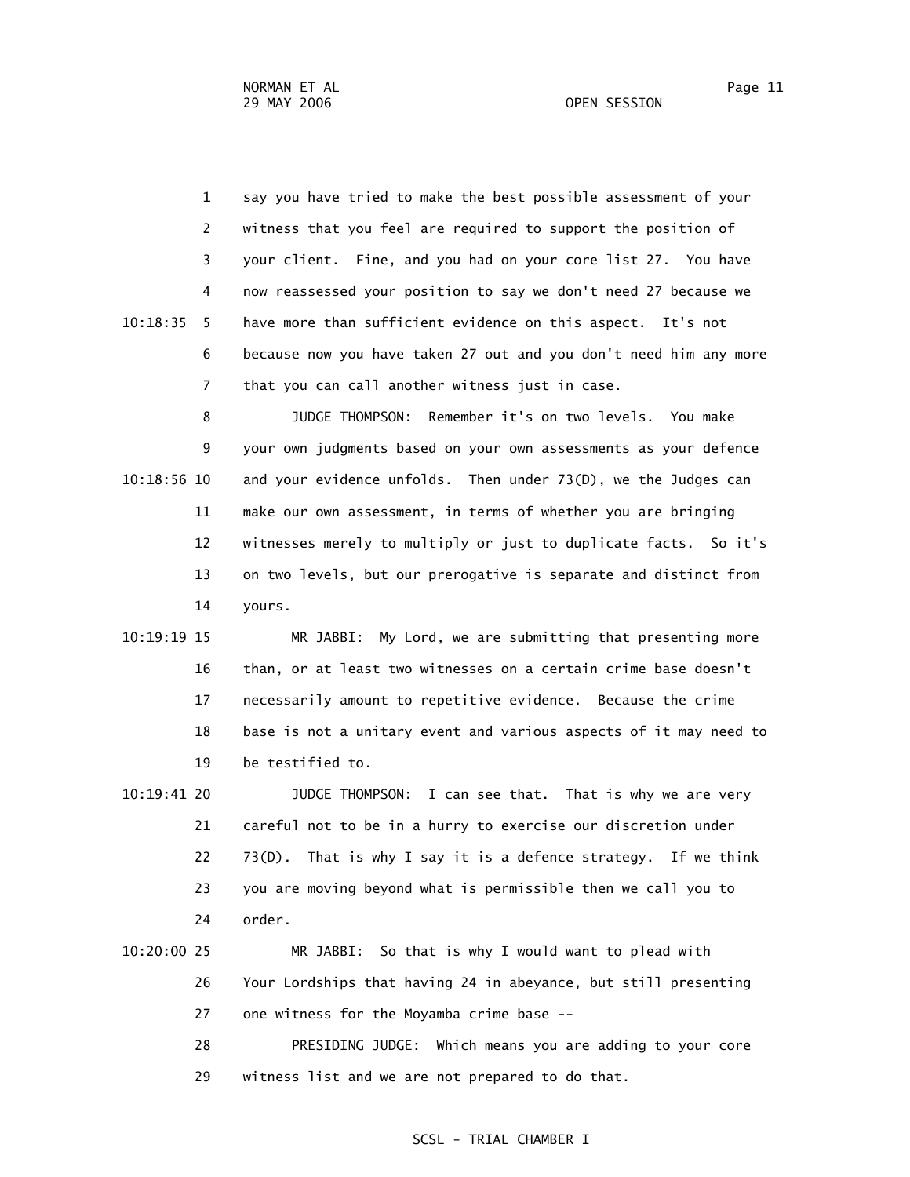say you have tried to make the best possible assessment of your witness that you feel are required to support the position of your client. Fine, and you had on your core list 27. You have now reassessed your position to say we don't need 27 because we have more than sufficient evidence on this aspect. It's not because now you have taken 27 out and you don't need him any more that you can call another witness just in case.

JUDGE THOMPSON: Remember it's on two levels. You make your own judgments based on your own assessments as your defence and your evidence unfolds. Then under 73(D), we the Judges can make our own assessment, in terms of whether you are bringing witnesses merely to multiply or just to duplicate facts. So it's on two levels, but our prerogative is separate and distinct from yours.

MR JABBI: My Lord, we are submitting that presenting more than, or at least two witnesses on a certain crime base doesn't necessarily amount to repetitive evidence. Because the crime base is not a unitary event and various aspects of it may need to be testified to.

JUDGE THOMPSON: I can see that. That is why we are very careful not to be in a hurry to exercise our discretion under 73(D). That is why I say it is a defence strategy. If we think you are moving beyond what is permissible then we call you to order.

MR JABBI: So that is why I would want to plead with Your Lordships that having 24 in abeyance, but still presenting one witness for the Moyamba crime base --

PRESIDING JUDGE: Which means you are adding to your core witness list and we are not prepared to do that.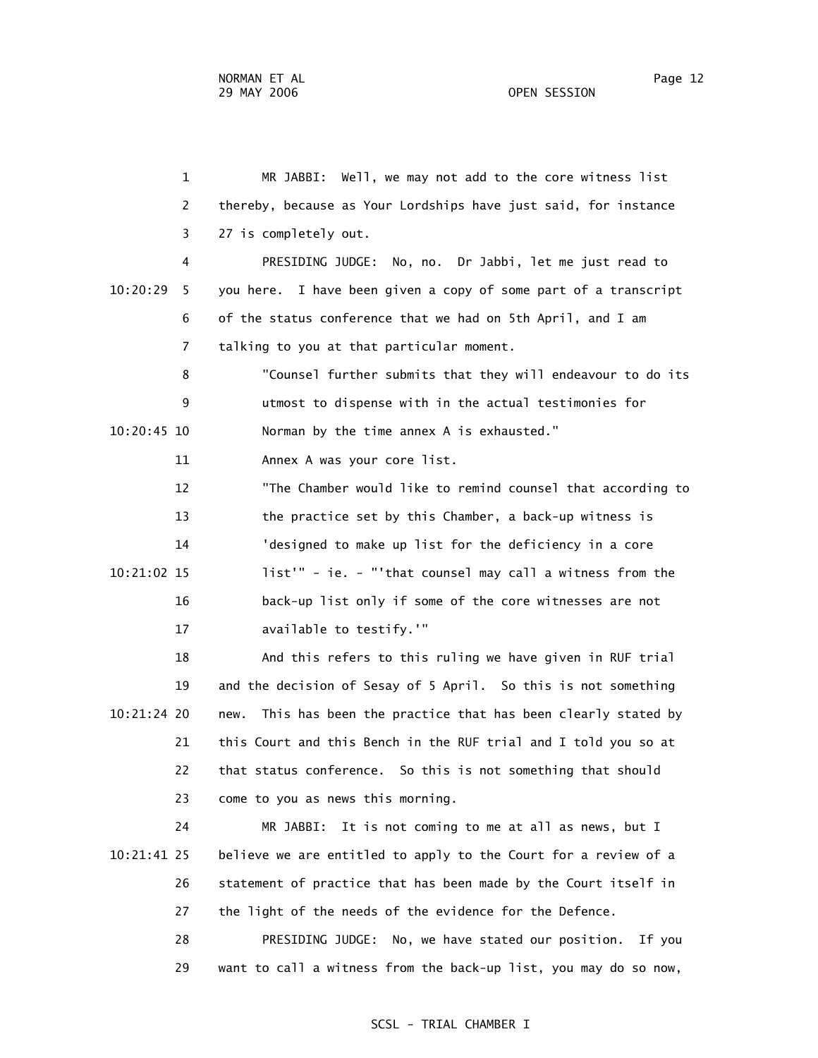MR JABBI: Well, we may not add to the core witness list thereby, because as Your Lordships have just said, for instance 27 is completely out.

PRESIDING JUDGE: No, no. Dr Jabbi, let me just read to you here. I have been given a copy of some part of a transcript of the status conference that we had on 5th April, and I am talking to you at that particular moment.

"Counsel further submits that they will endeavour to do its utmost to dispense with in the actual testimonies for Norman by the time annex A is exhausted."

Annex A was your core list.

"The Chamber would like to remind counsel that according to the practice set by this Chamber, a back-up witness is 'designed to make up list for the deficiency in a core list'" - ie. - "'that counsel may call a witness from the back-up list only if some of the core witnesses are not available to testify.'"

And this refers to this ruling we have given in RUF trial and the decision of Sesay of 5 April. So this is not something new. This has been the practice that has been clearly stated by this Court and this Bench in the RUF trial and I told you so at that status conference. So this is not something that should come to you as news this morning.

MR JABBI: It is not coming to me at all as news, but I believe we are entitled to apply to the Court for a review of a statement of practice that has been made by the Court itself in the light of the needs of the evidence for the Defence.

PRESIDING JUDGE: No, we have stated our position. If you want to call a witness from the back-up list, you may do so now,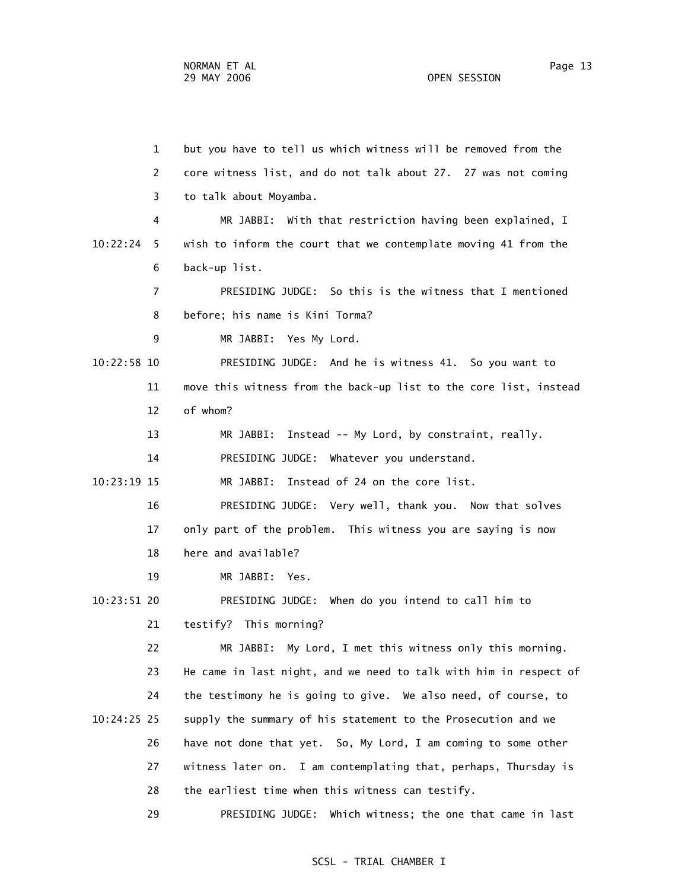but you have to tell us which witness will be removed from the core witness list, and do not talk about 27. 27 was not coming to talk about Moyamba.

MR JABBI: With that restriction having been explained, I wish to inform the court that we contemplate moving 41 from the back-up list.

PRESIDING JUDGE: So this is the witness that I mentioned before; his name is Kini Torma?

MR JABBI: Yes My Lord.

PRESIDING JUDGE: And he is witness 41. So you want to move this witness from the back-up list to the core list, instead of whom?

MR JABBI: Instead -- My Lord, by constraint, really.

PRESIDING JUDGE: Whatever you understand.

MR JABBI: Instead of 24 on the core list.

PRESIDING JUDGE: Very well, thank you. Now that solves only part of the problem. This witness you are saying is now here and available?

MR JABBI: Yes.

PRESIDING JUDGE: When do you intend to call him to testify? This morning?

MR JABBI: My Lord, I met this witness only this morning. He came in last night, and we need to talk with him in respect of the testimony he is going to give. We also need, of course, to supply the summary of his statement to the Prosecution and we have not done that yet. So, My Lord, I am coming to some other witness later on. I am contemplating that, perhaps, Thursday is the earliest time when this witness can testify.

PRESIDING JUDGE: Which witness; the one that came in last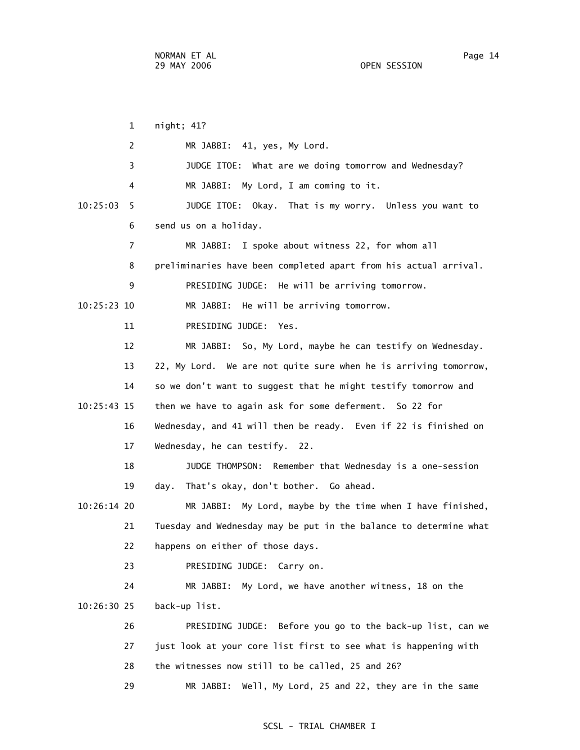1 night; 41?

2 MR JABBI: 41, yes, My Lord.

3 JUDGE ITOE: What are we doing tomorrow and Wednesday?

4 MR JABBI: My Lord, I am coming to it.

10:25:03 5 JUDGE ITOE: Okay. That is my worry. Unless you want to

6 send us on a holiday.

7 MR JABBI: I spoke about witness 22, for whom all

8 preliminaries have been completed apart from his actual arrival.

9 PRESIDING JUDGE: He will be arriving tomorrow.

10:25:23 10 MR JABBI: He will be arriving tomorrow.

11 PRESIDING JUDGE: Yes.

12 MR JABBI: So, My Lord, maybe he can testify on Wednesday.

13 22, My Lord. We are not quite sure when he is arriving tomorrow,

14 so we don't want to suggest that he might testify tomorrow and

10:25:43 15 then we have to again ask for some deferment. So 22 for

16 Wednesday, and 41 will then be ready. Even if 22 is finished on

17 Wednesday, he can testify. 22.

18 JUDGE THOMPSON: Remember that Wednesday is a one-session

19 day. That's okay, don't bother. Go ahead.

10:26:14 20 MR JABBI: My Lord, maybe by the time when I have finished,

21 Tuesday and Wednesday may be put in the balance to determine what

22 happens on either of those days.

23 PRESIDING JUDGE: Carry on.

24 MR JABBI: My Lord, we have another witness, 18 on the

10:26:30 25 back-up list.

26 PRESIDING JUDGE: Before you go to the back-up list, can we

27 just look at your core list first to see what is happening with

28 the witnesses now still to be called, 25 and 26?

29 MR JABBI: Well, My Lord, 25 and 22, they are in the same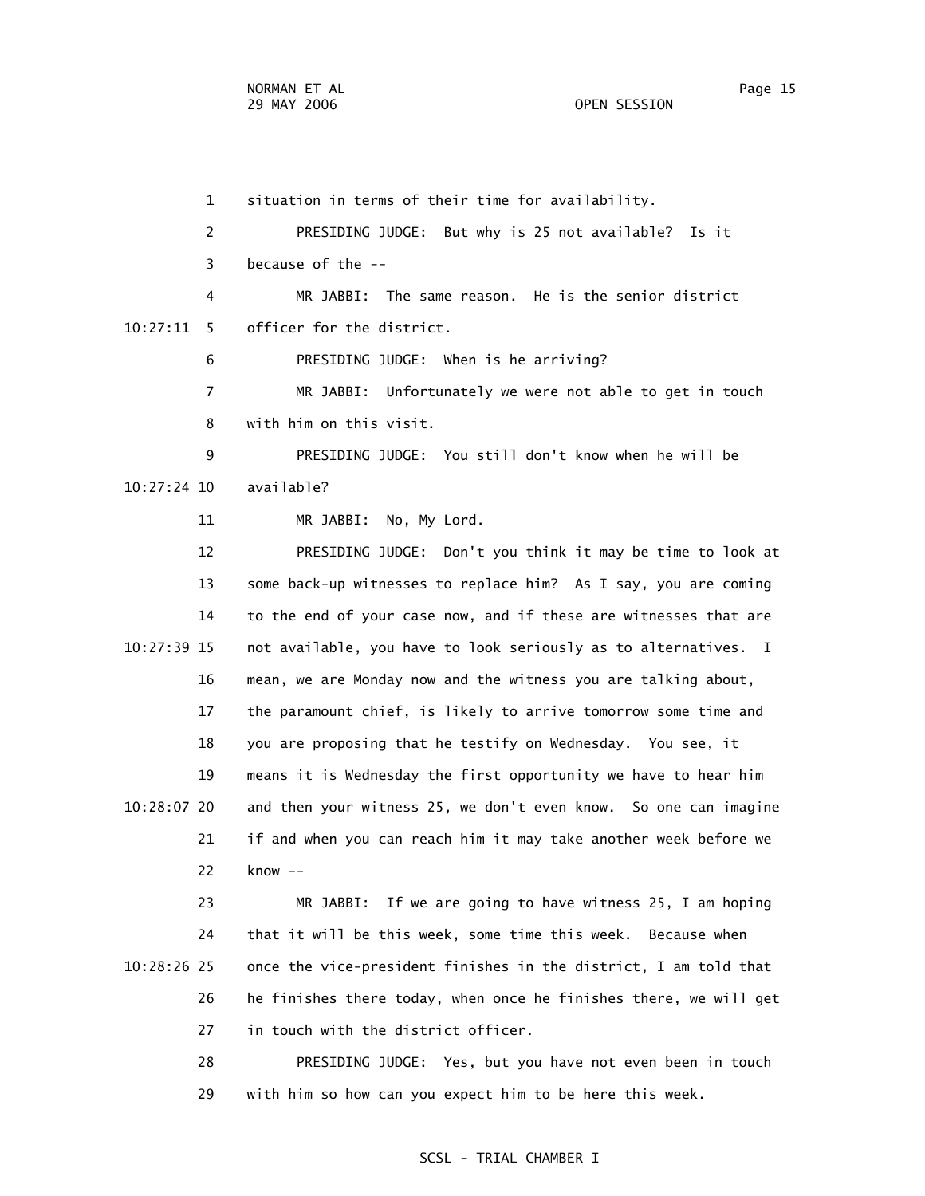situation in terms of their time for availability.

PRESIDING JUDGE: But why is 25 not available? Is it because of the --

MR JABBI: The same reason. He is the senior district officer for the district.

PRESIDING JUDGE: When is he arriving?

MR JABBI: Unfortunately we were not able to get in touch with him on this visit.

PRESIDING JUDGE: You still don't know when he will be available?

MR JABBI: No, My Lord.

PRESIDING JUDGE: Don't you think it may be time to look at some back-up witnesses to replace him? As I say, you are coming to the end of your case now, and if these are witnesses that are not available, you have to look seriously as to alternatives. I mean, we are Monday now and the witness you are talking about, the paramount chief, is likely to arrive tomorrow some time and you are proposing that he testify on Wednesday. You see, it means it is Wednesday the first opportunity we have to hear him and then your witness 25, we don't even know. So one can imagine if and when you can reach him it may take another week before we know --

MR JABBI: If we are going to have witness 25, I am hoping that it will be this week, some time this week. Because when once the vice-president finishes in the district, I am told that he finishes there today, when once he finishes there, we will get in touch with the district officer.

PRESIDING JUDGE: Yes, but you have not even been in touch with him so how can you expect him to be here this week.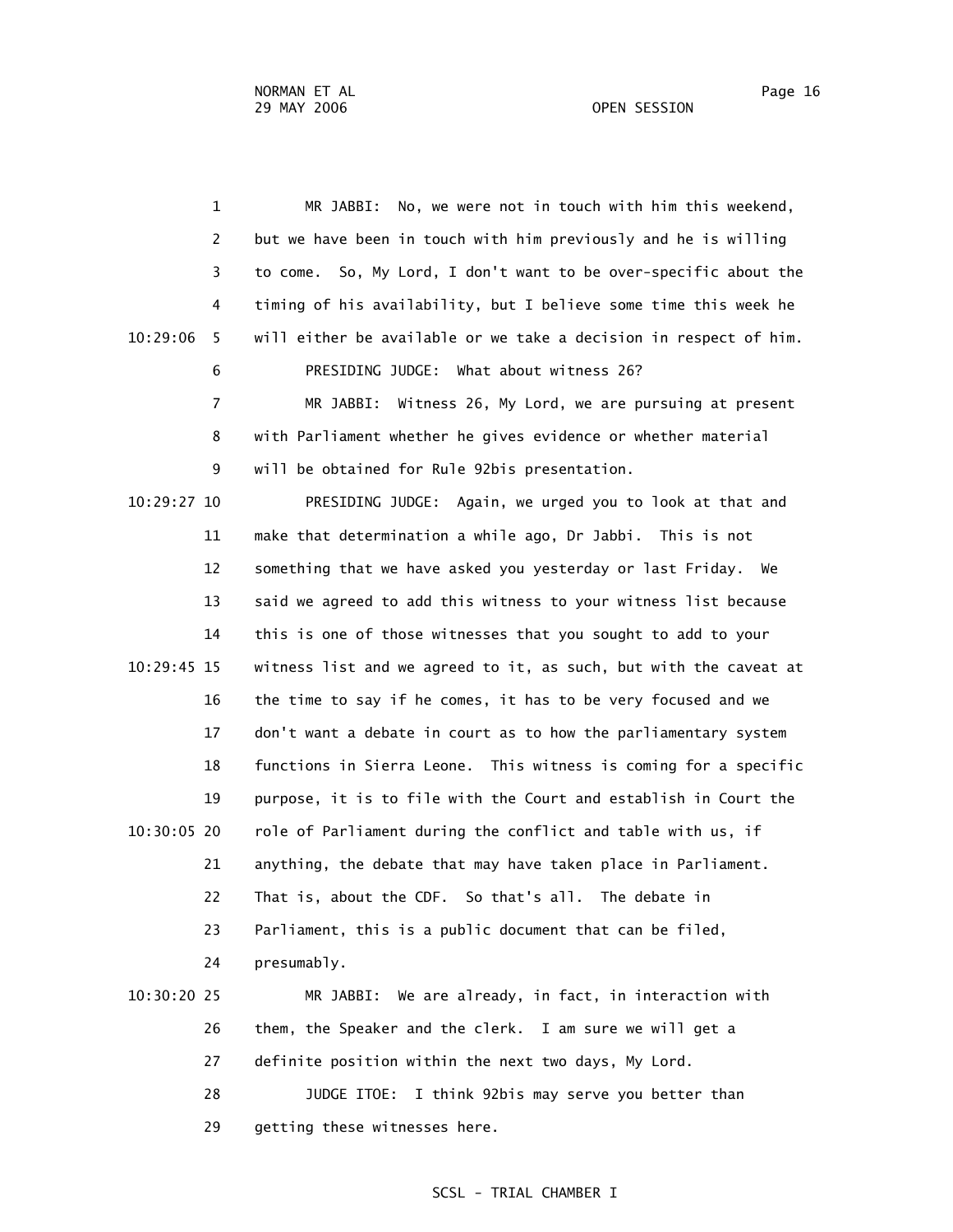MR JABBI: No, we were not in touch with him this weekend, but we have been in touch with him previously and he is willing to come. So, My Lord, I don't want to be over-specific about the timing of his availability, but I believe some time this week he will either be available or we take a decision in respect of him.

PRESIDING JUDGE: What about witness 26?

MR JABBI: Witness 26, My Lord, we are pursuing at present with Parliament whether he gives evidence or whether material will be obtained for Rule 92bis presentation.

PRESIDING JUDGE: Again, we urged you to look at that and make that determination a while ago, Dr Jabbi. This is not something that we have asked you yesterday or last Friday. We said we agreed to add this witness to your witness list because this is one of those witnesses that you sought to add to your witness list and we agreed to it, as such, but with the caveat at the time to say if he comes, it has to be very focused and we don't want a debate in court as to how the parliamentary system functions in Sierra Leone. This witness is coming for a specific purpose, it is to file with the Court and establish in Court the role of Parliament during the conflict and table with us, if anything, the debate that may have taken place in Parliament. That is, about the CDF. So that's all. The debate in Parliament, this is a public document that can be filed, presumably.

MR JABBI: We are already, in fact, in interaction with them, the Speaker and the clerk. I am sure we will get a definite position within the next two days, My Lord.

JUDGE ITOE: I think 92bis may serve you better than getting these witnesses here.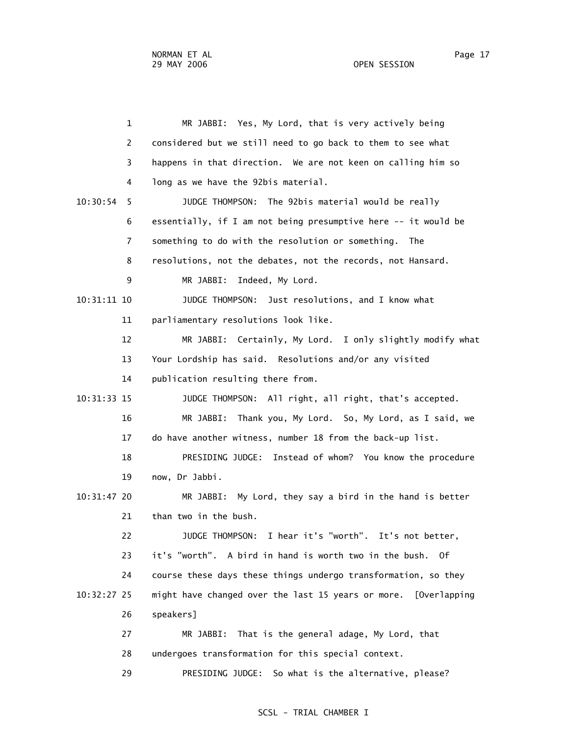MR JABBI: Yes, My Lord, that is very actively being considered but we still need to go back to them to see what happens in that direction. We are not keen on calling him so long as we have the 92bis material.

JUDGE THOMPSON: The 92bis material would be really essentially, if I am not being presumptive here -- it would be something to do with the resolution or something. The resolutions, not the debates, not the records, not Hansard.

MR JABBI: Indeed, My Lord.

JUDGE THOMPSON: Just resolutions, and I know what parliamentary resolutions look like.

MR JABBI: Certainly, My Lord. I only slightly modify what Your Lordship has said. Resolutions and/or any visited publication resulting there from.

JUDGE THOMPSON: All right, all right, that's accepted.

MR JABBI: Thank you, My Lord. So, My Lord, as I said, we do have another witness, number 18 from the back-up list.

PRESIDING JUDGE: Instead of whom? You know the procedure now, Dr Jabbi.

MR JABBI: My Lord, they say a bird in the hand is better than two in the bush.

JUDGE THOMPSON: I hear it's "worth". It's not better, it's "worth". A bird in hand is worth two in the bush. Of course these days these things undergo transformation, so they might have changed over the last 15 years or more. [Overlapping speakers]

MR JABBI: That is the general adage, My Lord, that undergoes transformation for this special context.

PRESIDING JUDGE: So what is the alternative, please?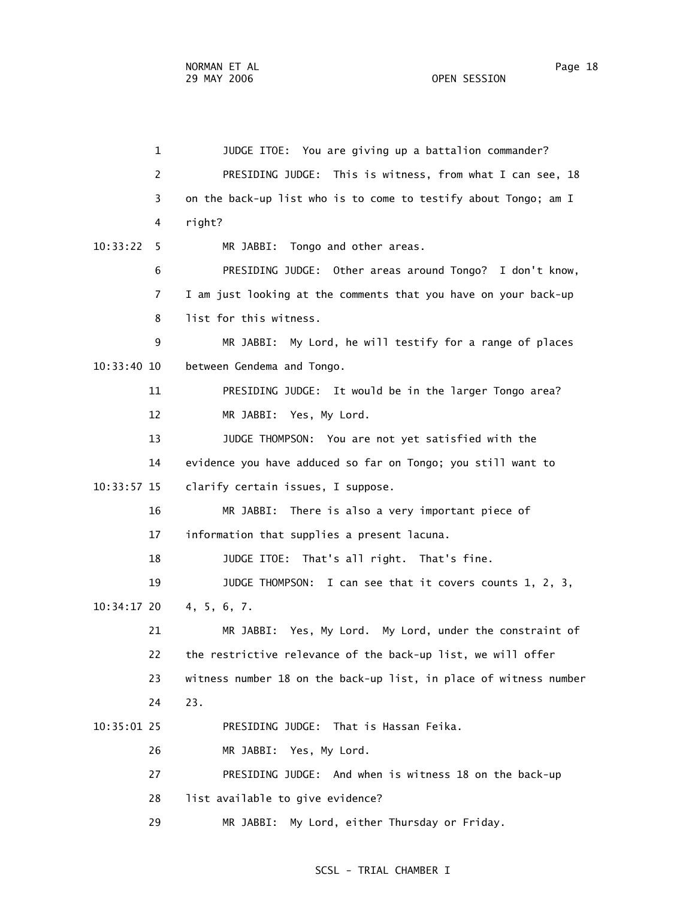1 JUDGE ITOE: You are giving up a battalion commander?

2 PRESIDING JUDGE: This is witness, from what I can see, 18

3 on the back-up list who is to come to testify about Tongo; am I

4 right?

10:33:22 5 MR JABBI: Tongo and other areas.

6 PRESIDING JUDGE: Other areas around Tongo? I don't know,

7 I am just looking at the comments that you have on your back-up

8 list for this witness.

9 MR JABBI: My Lord, he will testify for a range of places

10:33:40 10 between Gendema and Tongo.

11 PRESIDING JUDGE: It would be in the larger Tongo area?

12 MR JABBI: Yes, My Lord.

13 JUDGE THOMPSON: You are not yet satisfied with the

14 evidence you have adduced so far on Tongo; you still want to

10:33:57 15 clarify certain issues, I suppose.

16 MR JABBI: There is also a very important piece of

17 information that supplies a present lacuna.

18 JUDGE ITOE: That's all right. That's fine.

19 JUDGE THOMPSON: I can see that it covers counts 1, 2, 3,

10:34:17 20 4, 5, 6, 7.

21 MR JABBI: Yes, My Lord. My Lord, under the constraint of

22 the restrictive relevance of the back-up list, we will offer

23 witness number 18 on the back-up list, in place of witness number

24 23.

10:35:01 25 PRESIDING JUDGE: That is Hassan Feika.

26 MR JABBI: Yes, My Lord.

27 PRESIDING JUDGE: And when is witness 18 on the back-up

28 list available to give evidence?

29 MR JABBI: My Lord, either Thursday or Friday.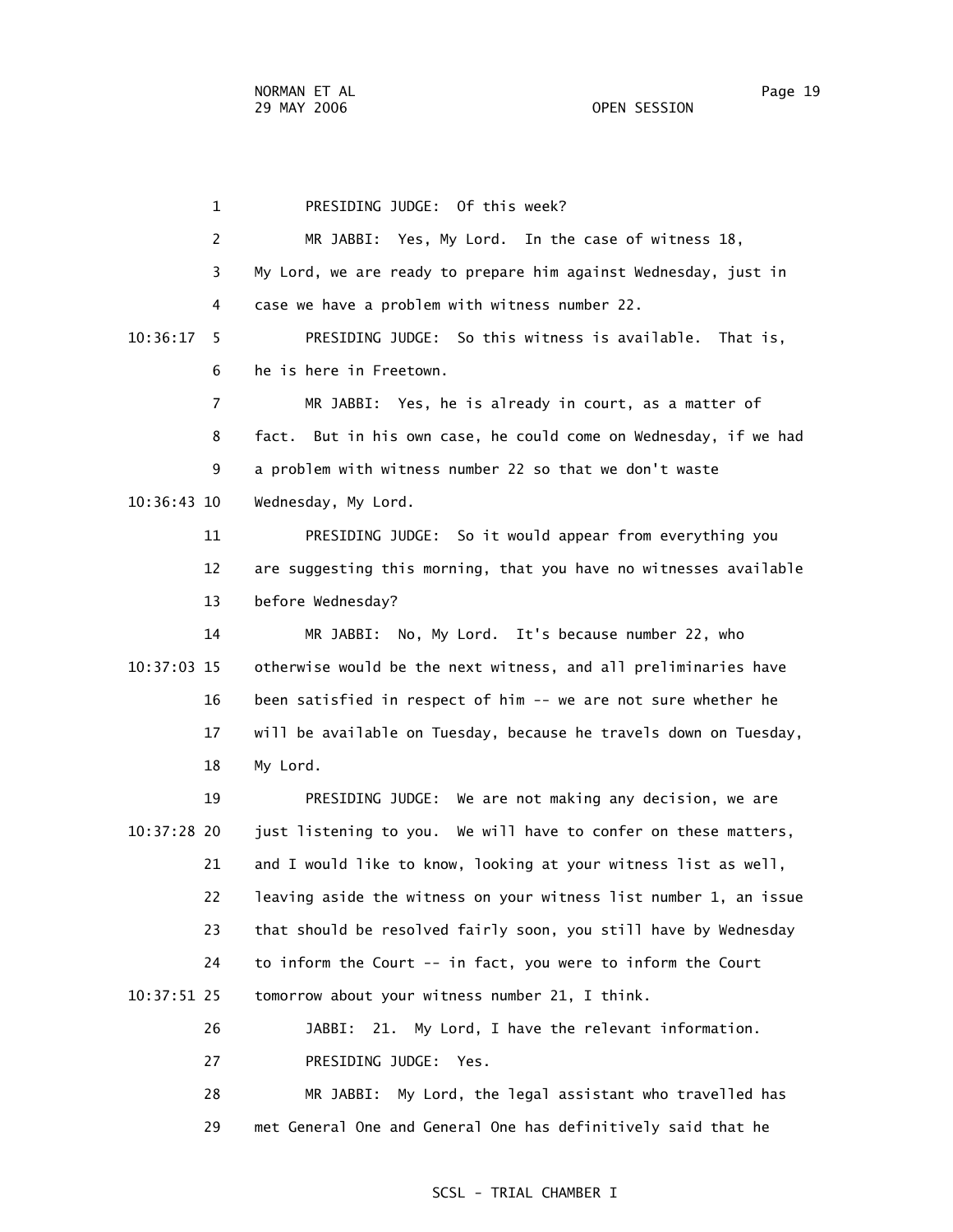PRESIDING JUDGE: Of this week?

MR JABBI: Yes, My Lord. In the case of witness 18, My Lord, we are ready to prepare him against Wednesday, just in case we have a problem with witness number 22.

PRESIDING JUDGE: So this witness is available. That is, he is here in Freetown.

MR JABBI: Yes, he is already in court, as a matter of fact. But in his own case, he could come on Wednesday, if we had a problem with witness number 22 so that we don't waste Wednesday, My Lord.

PRESIDING JUDGE: So it would appear from everything you are suggesting this morning, that you have no witnesses available before Wednesday?

MR JABBI: No, My Lord. It's because number 22, who otherwise would be the next witness, and all preliminaries have been satisfied in respect of him -- we are not sure whether he will be available on Tuesday, because he travels down on Tuesday, My Lord.

PRESIDING JUDGE: We are not making any decision, we are just listening to you. We will have to confer on these matters, and I would like to know, looking at your witness list as well, leaving aside the witness on your witness list number 1, an issue that should be resolved fairly soon, you still have by Wednesday to inform the Court -- in fact, you were to inform the Court tomorrow about your witness number 21, I think.

JABBI: 21. My Lord, I have the relevant information.

PRESIDING JUDGE: Yes.

MR JABBI: My Lord, the legal assistant who travelled has met General One and General One has definitively said that he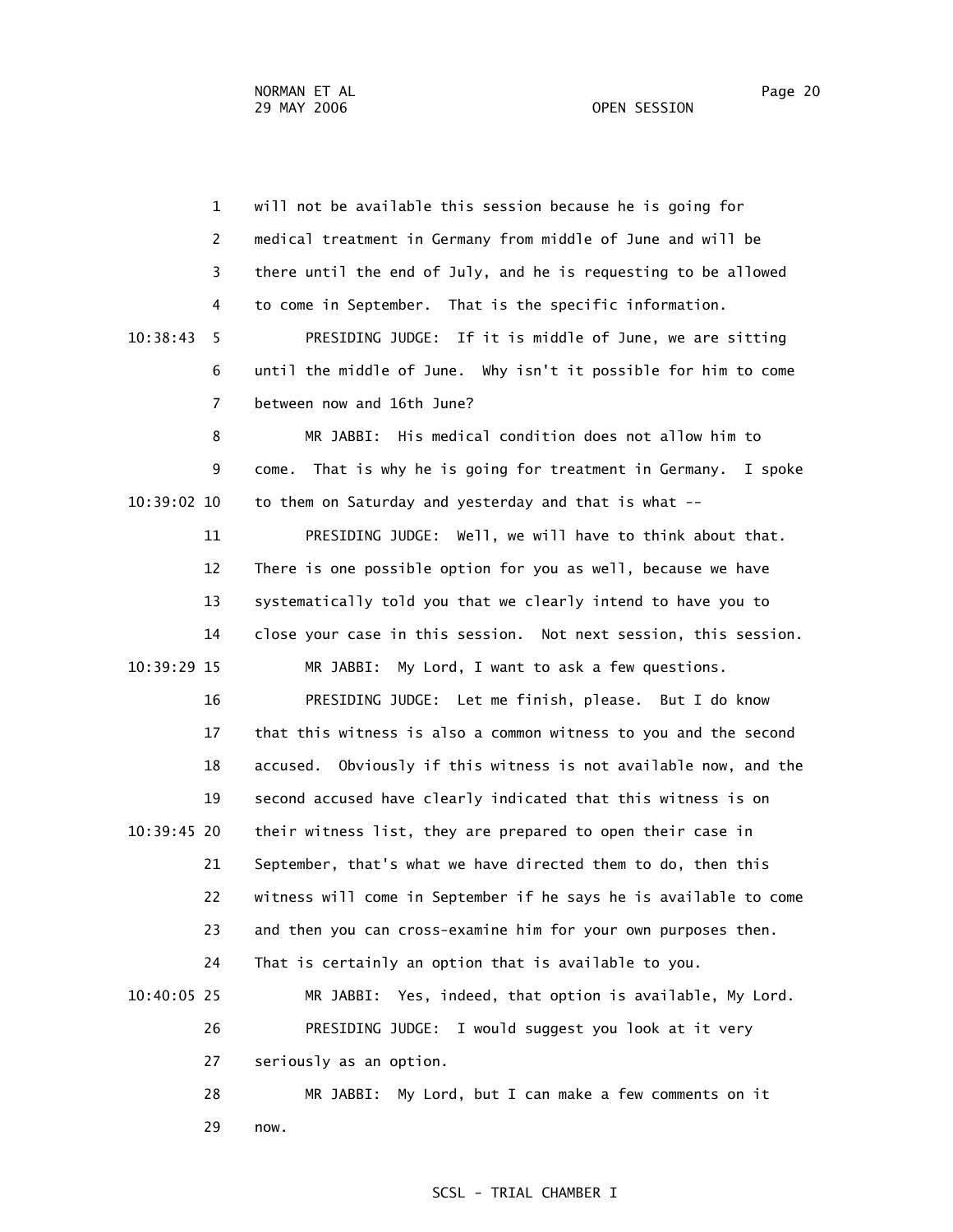1 will not be available this session because he is going for
2 medical treatment in Germany from middle of June and will be
3 there until the end of July, and he is requesting to be allowed
4 to come in September. That is the specific information.

10:38:43 5 PRESIDING JUDGE: If it is middle of June, we are sitting
6 until the middle of June. Why isn't it possible for him to come
7 between now and 16th June?

8 MR JABBI: His medical condition does not allow him to
9 come. That is why he is going for treatment in Germany. I spoke
10:39:02 10 to them on Saturday and yesterday and that is what --

11 PRESIDING JUDGE: Well, we will have to think about that.
12 There is one possible option for you as well, because we have
13 systematically told you that we clearly intend to have you to
14 close your case in this session. Not next session, this session.

10:39:29 15 MR JABBI: My Lord, I want to ask a few questions.

16 PRESIDING JUDGE: Let me finish, please. But I do know
17 that this witness is also a common witness to you and the second
18 accused. Obviously if this witness is not available now, and the
19 second accused have clearly indicated that this witness is on
10:39:45 20 their witness list, they are prepared to open their case in
21 September, that's what we have directed them to do, then this
22 witness will come in September if he says he is available to come
23 and then you can cross-examine him for your own purposes then.
24 That is certainly an option that is available to you.

10:40:05 25 MR JABBI: Yes, indeed, that option is available, My Lord.

26 PRESIDING JUDGE: I would suggest you look at it very
27 seriously as an option.

28 MR JABBI: My Lord, but I can make a few comments on it
29 now.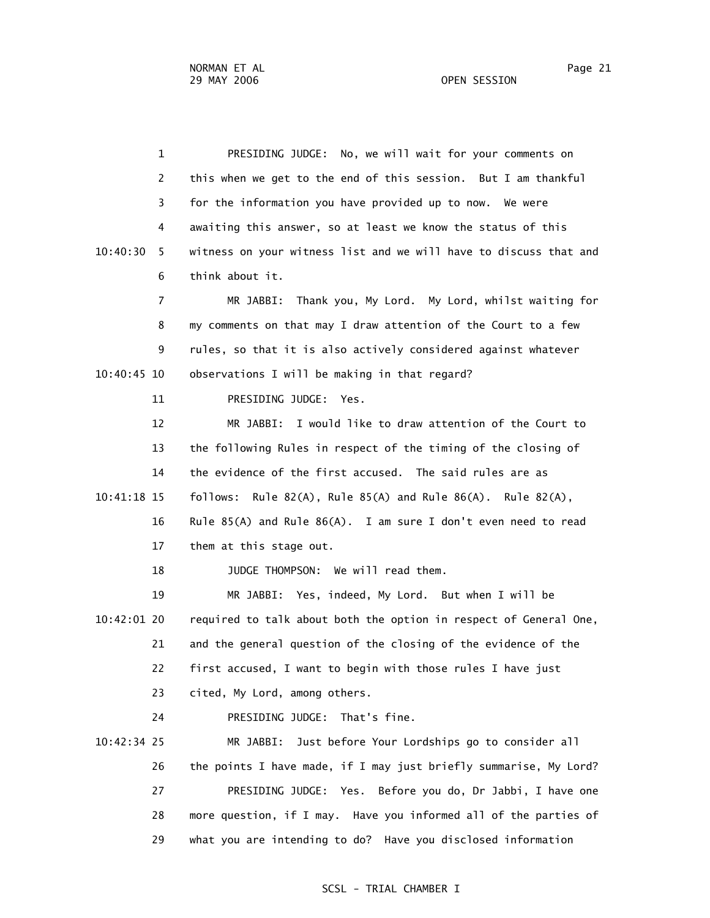1 PRESIDING JUDGE: No, we will wait for your comments on

2 this when we get to the end of this session. But I am thankful

3 for the information you have provided up to now. We were

4 awaiting this answer, so at least we know the status of this

10:40:30 5 witness on your witness list and we will have to discuss that and

6 think about it.

7 MR JABBI: Thank you, My Lord. My Lord, whilst waiting for

8 my comments on that may I draw attention of the Court to a few

9 rules, so that it is also actively considered against whatever

10:40:45 10 observations I will be making in that regard?

11 PRESIDING JUDGE: Yes.

12 MR JABBI: I would like to draw attention of the Court to

13 the following Rules in respect of the timing of the closing of

14 the evidence of the first accused. The said rules are as

10:41:18 15 follows: Rule 82(A), Rule 85(A) and Rule 86(A). Rule 82(A),

16 Rule 85(A) and Rule 86(A). I am sure I don't even need to read

17 them at this stage out.

18 JUDGE THOMPSON: We will read them.

19 MR JABBI: Yes, indeed, My Lord. But when I will be

10:42:01 20 required to talk about both the option in respect of General One,

21 and the general question of the closing of the evidence of the

22 first accused, I want to begin with those rules I have just

23 cited, My Lord, among others.

24 PRESIDING JUDGE: That's fine.

10:42:34 25 MR JABBI: Just before Your Lordships go to consider all

26 the points I have made, if I may just briefly summarise, My Lord?

27 PRESIDING JUDGE: Yes. Before you do, Dr Jabbi, I have one

28 more question, if I may. Have you informed all of the parties of

29 what you are intending to do? Have you disclosed information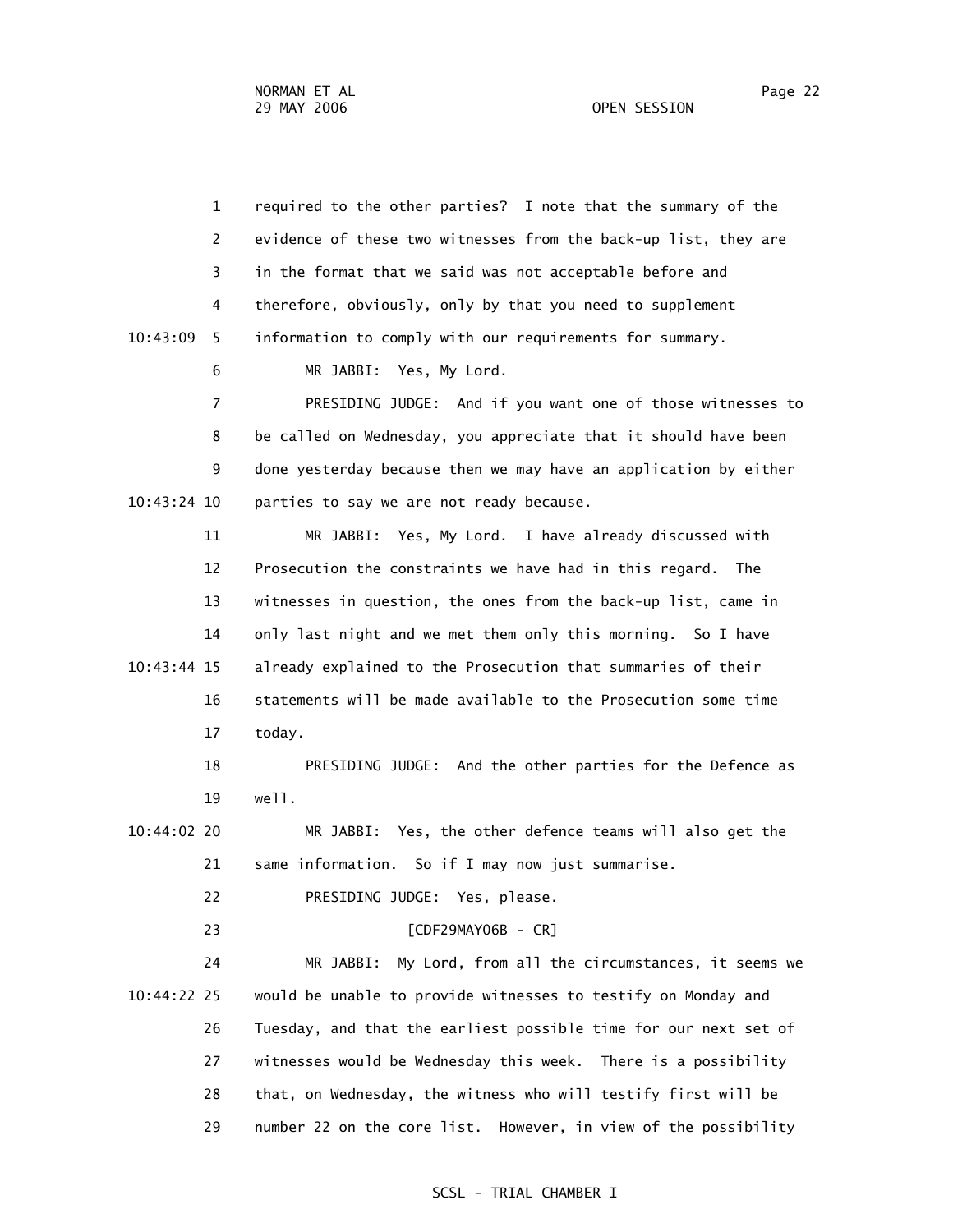required to the other parties? I note that the summary of the evidence of these two witnesses from the back-up list, they are in the format that we said was not acceptable before and therefore, obviously, only by that you need to supplement information to comply with our requirements for summary.

MR JABBI: Yes, My Lord.

PRESIDING JUDGE: And if you want one of those witnesses to be called on Wednesday, you appreciate that it should have been done yesterday because then we may have an application by either parties to say we are not ready because.

MR JABBI: Yes, My Lord. I have already discussed with Prosecution the constraints we have had in this regard. The witnesses in question, the ones from the back-up list, came in only last night and we met them only this morning. So I have already explained to the Prosecution that summaries of their statements will be made available to the Prosecution some time today.

PRESIDING JUDGE: And the other parties for the Defence as well.

MR JABBI: Yes, the other defence teams will also get the same information. So if I may now just summarise.

PRESIDING JUDGE: Yes, please.

[CDF29MAY06B - CR]

MR JABBI: My Lord, from all the circumstances, it seems we would be unable to provide witnesses to testify on Monday and Tuesday, and that the earliest possible time for our next set of witnesses would be Wednesday this week. There is a possibility that, on Wednesday, the witness who will testify first will be number 22 on the core list. However, in view of the possibility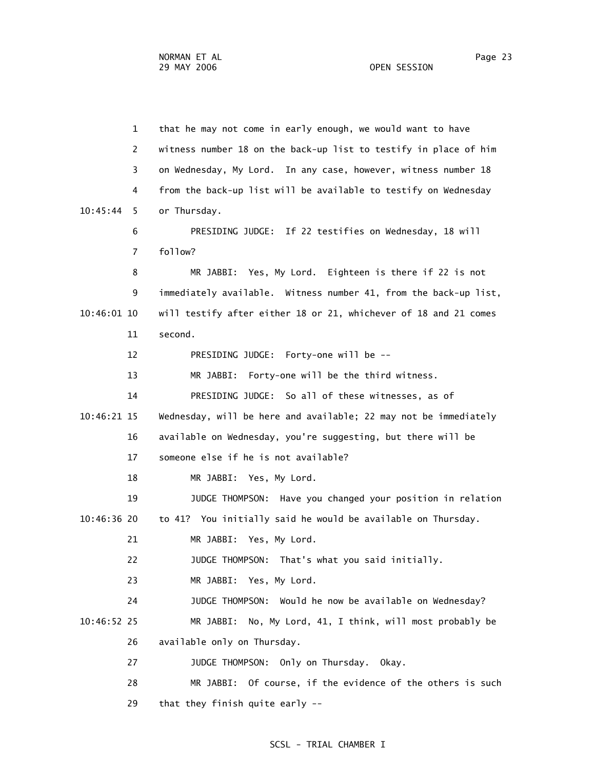1 that he may not come in early enough, we would want to have

2 witness number 18 on the back-up list to testify in place of him

3 on Wednesday, My Lord. In any case, however, witness number 18

4 from the back-up list will be available to testify on Wednesday

10:45:44 5 or Thursday.

6 PRESIDING JUDGE: If 22 testifies on Wednesday, 18 will

7 follow?

8 MR JABBI: Yes, My Lord. Eighteen is there if 22 is not

9 immediately available. Witness number 41, from the back-up list,

10:46:01 10 will testify after either 18 or 21, whichever of 18 and 21 comes

11 second.

12 PRESIDING JUDGE: Forty-one will be --

13 MR JABBI: Forty-one will be the third witness.

14 PRESIDING JUDGE: So all of these witnesses, as of

10:46:21 15 Wednesday, will be here and available; 22 may not be immediately

16 available on Wednesday, you're suggesting, but there will be

17 someone else if he is not available?

18 MR JABBI: Yes, My Lord.

19 JUDGE THOMPSON: Have you changed your position in relation

10:46:36 20 to 41? You initially said he would be available on Thursday.

21 MR JABBI: Yes, My Lord.

22 JUDGE THOMPSON: That's what you said initially.

23 MR JABBI: Yes, My Lord.

24 JUDGE THOMPSON: Would he now be available on Wednesday?

10:46:52 25 MR JABBI: No, My Lord, 41, I think, will most probably be

26 available only on Thursday.

27 JUDGE THOMPSON: Only on Thursday. Okay.

28 MR JABBI: Of course, if the evidence of the others is such

29 that they finish quite early --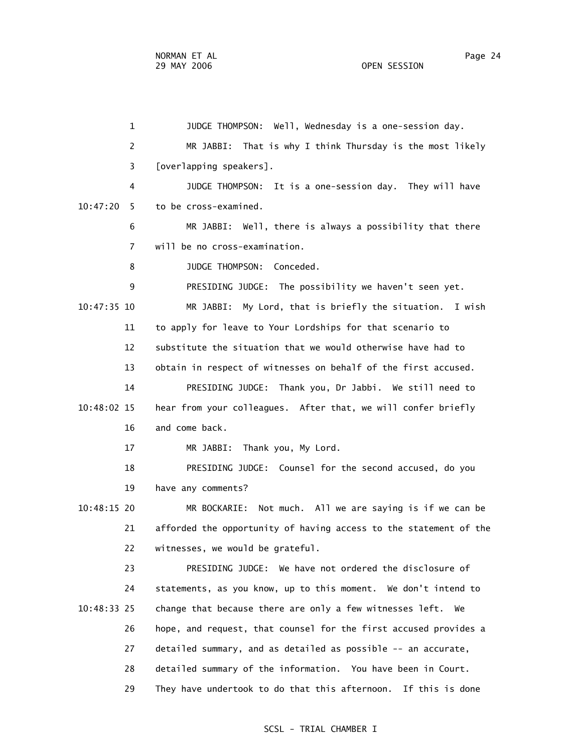1 JUDGE THOMPSON: Well, Wednesday is a one-session day.

2 MR JABBI: That is why I think Thursday is the most likely

3 [overlapping speakers].

4 JUDGE THOMPSON: It is a one-session day. They will have

10:47:20 5 to be cross-examined.

6 MR JABBI: Well, there is always a possibility that there

7 will be no cross-examination.

8 JUDGE THOMPSON: Conceded.

9 PRESIDING JUDGE: The possibility we haven't seen yet.

10:47:35 10 MR JABBI: My Lord, that is briefly the situation. I wish

11 to apply for leave to Your Lordships for that scenario to

12 substitute the situation that we would otherwise have had to

13 obtain in respect of witnesses on behalf of the first accused.

14 PRESIDING JUDGE: Thank you, Dr Jabbi. We still need to

10:48:02 15 hear from your colleagues. After that, we will confer briefly

16 and come back.

17 MR JABBI: Thank you, My Lord.

18 PRESIDING JUDGE: Counsel for the second accused, do you

19 have any comments?

10:48:15 20 MR BOCKARIE: Not much. All we are saying is if we can be

21 afforded the opportunity of having access to the statement of the

22 witnesses, we would be grateful.

23 PRESIDING JUDGE: We have not ordered the disclosure of

24 statements, as you know, up to this moment. We don't intend to

10:48:33 25 change that because there are only a few witnesses left. We

26 hope, and request, that counsel for the first accused provides a

27 detailed summary, and as detailed as possible -- an accurate,

28 detailed summary of the information. You have been in Court.

29 They have undertook to do that this afternoon. If this is done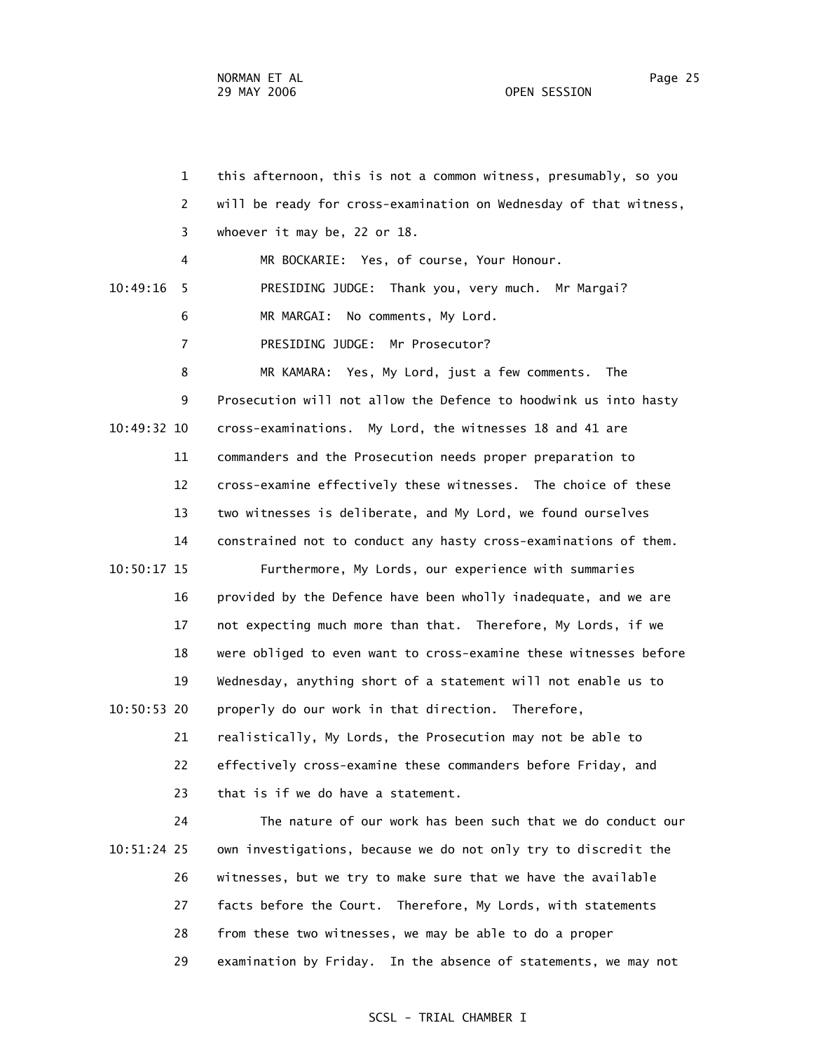this afternoon, this is not a common witness, presumably, so you will be ready for cross-examination on Wednesday of that witness, whoever it may be, 22 or 18.

MR BOCKARIE: Yes, of course, Your Honour.

PRESIDING JUDGE: Thank you, very much. Mr Margai?

MR MARGAI: No comments, My Lord.

PRESIDING JUDGE: Mr Prosecutor?

MR KAMARA: Yes, My Lord, just a few comments. The Prosecution will not allow the Defence to hoodwink us into hasty cross-examinations. My Lord, the witnesses 18 and 41 are commanders and the Prosecution needs proper preparation to cross-examine effectively these witnesses. The choice of these two witnesses is deliberate, and My Lord, we found ourselves constrained not to conduct any hasty cross-examinations of them.

Furthermore, My Lords, our experience with summaries provided by the Defence have been wholly inadequate, and we are not expecting much more than that. Therefore, My Lords, if we were obliged to even want to cross-examine these witnesses before Wednesday, anything short of a statement will not enable us to properly do our work in that direction. Therefore, realistically, My Lords, the Prosecution may not be able to effectively cross-examine these commanders before Friday, and that is if we do have a statement.

The nature of our work has been such that we do conduct our own investigations, because we do not only try to discredit the witnesses, but we try to make sure that we have the available facts before the Court. Therefore, My Lords, with statements from these two witnesses, we may be able to do a proper examination by Friday. In the absence of statements, we may not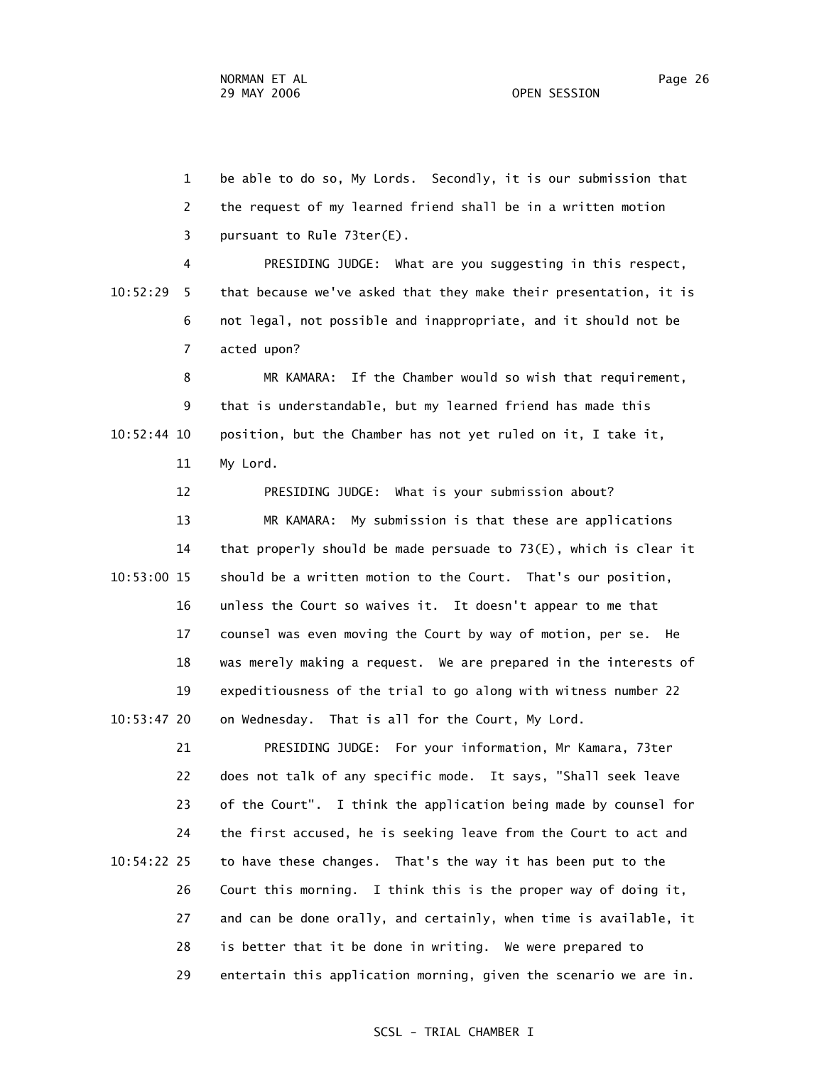be able to do so, My Lords. Secondly, it is our submission that the request of my learned friend shall be in a written motion pursuant to Rule 73ter(E).

PRESIDING JUDGE: What are you suggesting in this respect, that because we've asked that they make their presentation, it is not legal, not possible and inappropriate, and it should not be acted upon?

MR KAMARA: If the Chamber would so wish that requirement, that is understandable, but my learned friend has made this position, but the Chamber has not yet ruled on it, I take it, My Lord.

PRESIDING JUDGE: What is your submission about?

MR KAMARA: My submission is that these are applications that properly should be made persuade to 73(E), which is clear it should be a written motion to the Court. That's our position, unless the Court so waives it. It doesn't appear to me that counsel was even moving the Court by way of motion, per se. He was merely making a request. We are prepared in the interests of expeditiousness of the trial to go along with witness number 22 on Wednesday. That is all for the Court, My Lord.

PRESIDING JUDGE: For your information, Mr Kamara, 73ter does not talk of any specific mode. It says, "Shall seek leave of the Court". I think the application being made by counsel for the first accused, he is seeking leave from the Court to act and to have these changes. That's the way it has been put to the Court this morning. I think this is the proper way of doing it, and can be done orally, and certainly, when time is available, it is better that it be done in writing. We were prepared to entertain this application morning, given the scenario we are in.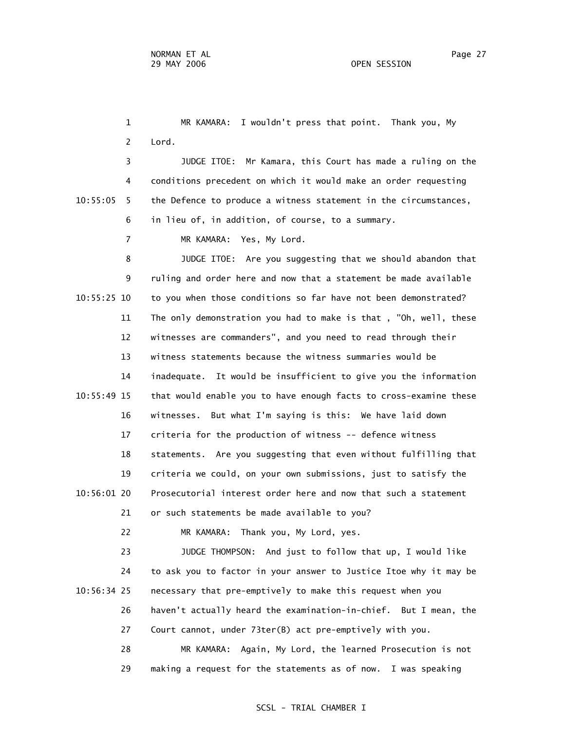MR KAMARA: I wouldn't press that point. Thank you, My Lord.

JUDGE ITOE: Mr Kamara, this Court has made a ruling on the conditions precedent on which it would make an order requesting the Defence to produce a witness statement in the circumstances, in lieu of, in addition, of course, to a summary.

MR KAMARA: Yes, My Lord.

JUDGE ITOE: Are you suggesting that we should abandon that ruling and order here and now that a statement be made available to you when those conditions so far have not been demonstrated? The only demonstration you had to make is that , "Oh, well, these witnesses are commanders", and you need to read through their witness statements because the witness summaries would be inadequate. It would be insufficient to give you the information that would enable you to have enough facts to cross-examine these witnesses. But what I'm saying is this: We have laid down criteria for the production of witness -- defence witness statements. Are you suggesting that even without fulfilling that criteria we could, on your own submissions, just to satisfy the Prosecutorial interest order here and now that such a statement or such statements be made available to you?

MR KAMARA: Thank you, My Lord, yes.

JUDGE THOMPSON: And just to follow that up, I would like to ask you to factor in your answer to Justice Itoe why it may be necessary that pre-emptively to make this request when you haven't actually heard the examination-in-chief. But I mean, the Court cannot, under 73ter(B) act pre-emptively with you.

MR KAMARA: Again, My Lord, the learned Prosecution is not making a request for the statements as of now. I was speaking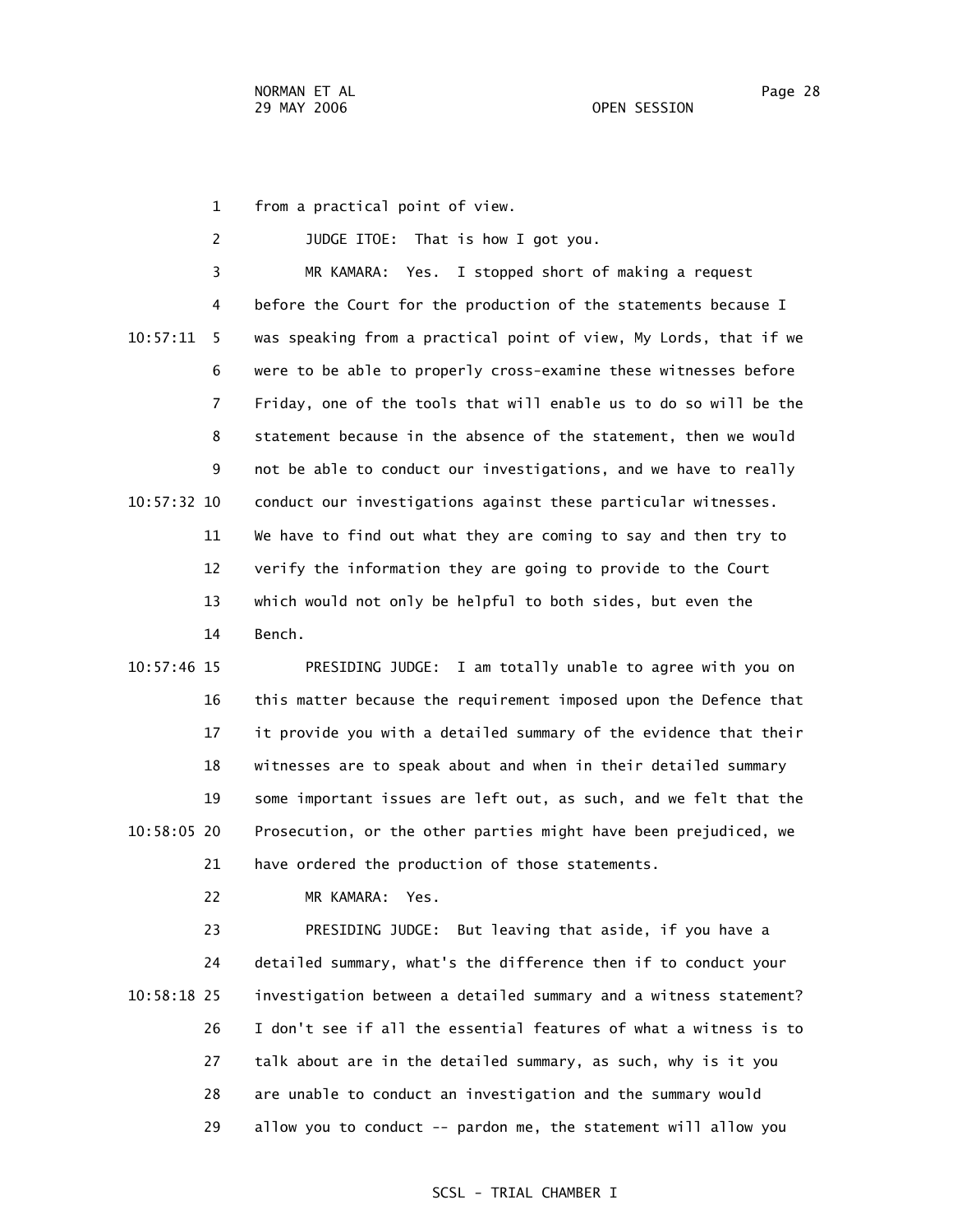from a practical point of view.

JUDGE ITOE: That is how I got you.

MR KAMARA: Yes. I stopped short of making a request before the Court for the production of the statements because I was speaking from a practical point of view, My Lords, that if we were to be able to properly cross-examine these witnesses before Friday, one of the tools that will enable us to do so will be the statement because in the absence of the statement, then we would not be able to conduct our investigations, and we have to really conduct our investigations against these particular witnesses. We have to find out what they are coming to say and then try to verify the information they are going to provide to the Court which would not only be helpful to both sides, but even the Bench.

PRESIDING JUDGE: I am totally unable to agree with you on this matter because the requirement imposed upon the Defence that it provide you with a detailed summary of the evidence that their witnesses are to speak about and when in their detailed summary some important issues are left out, as such, and we felt that the Prosecution, or the other parties might have been prejudiced, we have ordered the production of those statements.

MR KAMARA: Yes.

PRESIDING JUDGE: But leaving that aside, if you have a detailed summary, what's the difference then if to conduct your investigation between a detailed summary and a witness statement? I don't see if all the essential features of what a witness is to talk about are in the detailed summary, as such, why is it you are unable to conduct an investigation and the summary would allow you to conduct -- pardon me, the statement will allow you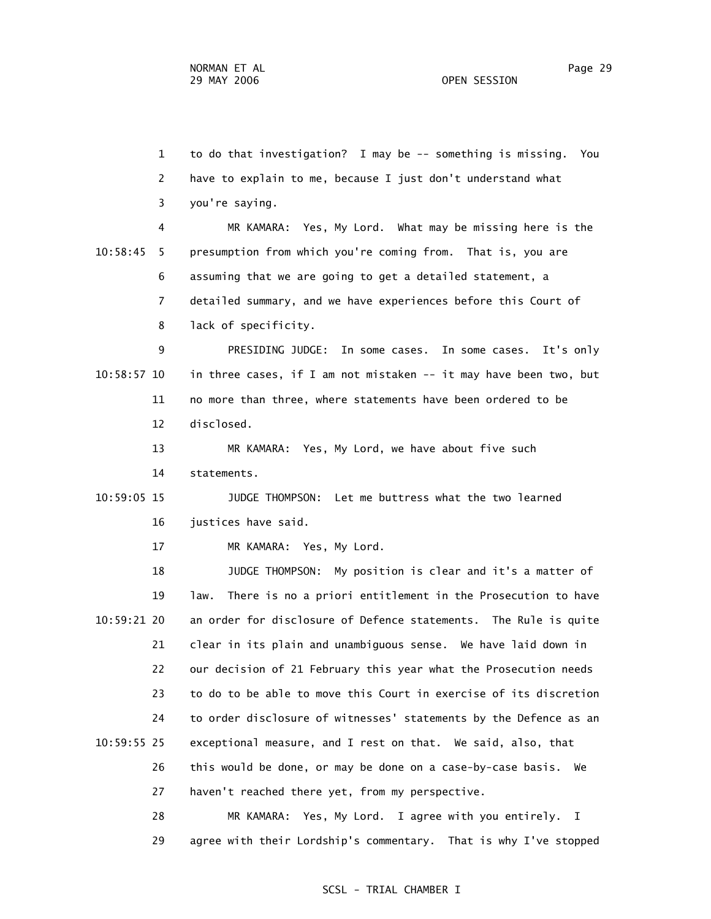1 to do that investigation? I may be -- something is missing. You

2 have to explain to me, because I just don't understand what

3 you're saying.

4 MR KAMARA: Yes, My Lord. What may be missing here is the

10:58:45 5 presumption from which you're coming from. That is, you are

6 assuming that we are going to get a detailed statement, a

7 detailed summary, and we have experiences before this Court of

8 lack of specificity.

9 PRESIDING JUDGE: In some cases. In some cases. It's only

10:58:57 10 in three cases, if I am not mistaken -- it may have been two, but

11 no more than three, where statements have been ordered to be

12 disclosed.

13 MR KAMARA: Yes, My Lord, we have about five such

14 statements.

10:59:05 15 JUDGE THOMPSON: Let me buttress what the two learned

16 justices have said.

17 MR KAMARA: Yes, My Lord.

18 JUDGE THOMPSON: My position is clear and it's a matter of

19 law. There is no a priori entitlement in the Prosecution to have

10:59:21 20 an order for disclosure of Defence statements. The Rule is quite

21 clear in its plain and unambiguous sense. We have laid down in

22 our decision of 21 February this year what the Prosecution needs

23 to do to be able to move this Court in exercise of its discretion

24 to order disclosure of witnesses' statements by the Defence as an

10:59:55 25 exceptional measure, and I rest on that. We said, also, that

26 this would be done, or may be done on a case-by-case basis. We

27 haven't reached there yet, from my perspective.

28 MR KAMARA: Yes, My Lord. I agree with you entirely. I

29 agree with their Lordship's commentary. That is why I've stopped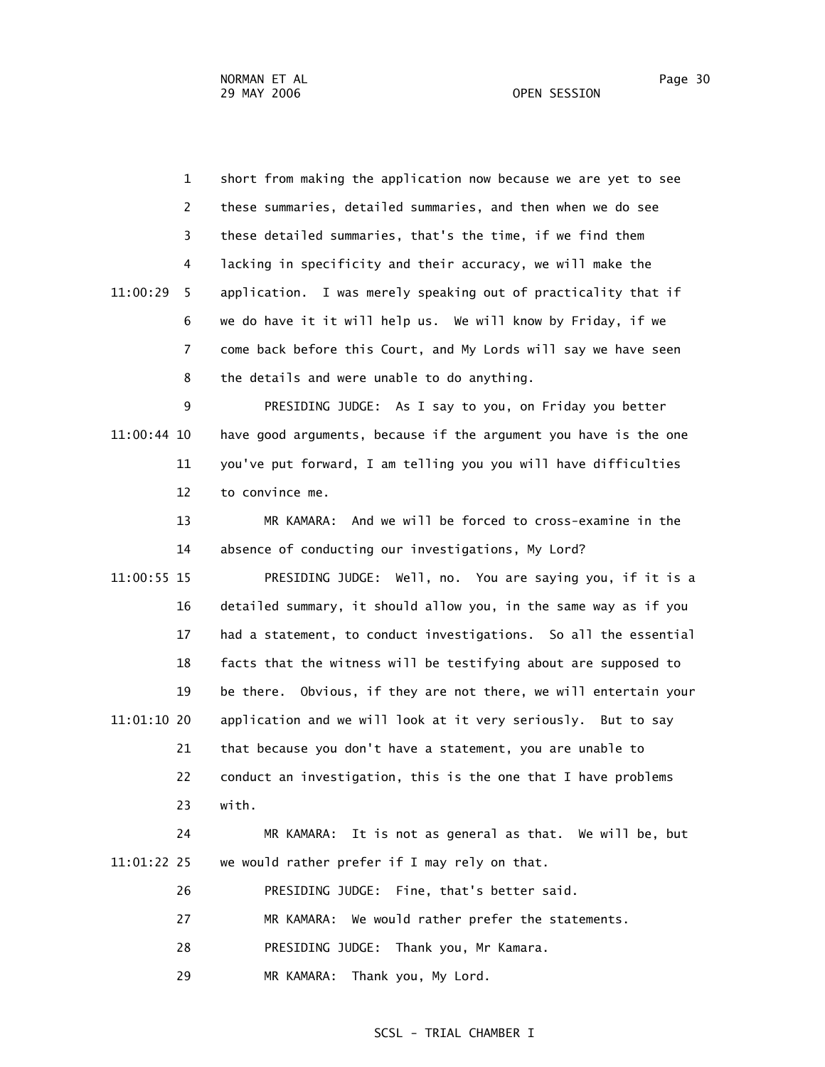short from making the application now because we are yet to see these summaries, detailed summaries, and then when we do see these detailed summaries, that's the time, if we find them lacking in specificity and their accuracy, we will make the application. I was merely speaking out of practicality that if we do have it it will help us. We will know by Friday, if we come back before this Court, and My Lords will say we have seen the details and were unable to do anything.

PRESIDING JUDGE: As I say to you, on Friday you better have good arguments, because if the argument you have is the one you've put forward, I am telling you you will have difficulties to convince me.

MR KAMARA: And we will be forced to cross-examine in the absence of conducting our investigations, My Lord?

PRESIDING JUDGE: Well, no. You are saying you, if it is a detailed summary, it should allow you, in the same way as if you had a statement, to conduct investigations. So all the essential facts that the witness will be testifying about are supposed to be there. Obvious, if they are not there, we will entertain your application and we will look at it very seriously. But to say that because you don't have a statement, you are unable to conduct an investigation, this is the one that I have problems with.

MR KAMARA: It is not as general as that. We will be, but we would rather prefer if I may rely on that.

PRESIDING JUDGE: Fine, that's better said.

MR KAMARA: We would rather prefer the statements.

PRESIDING JUDGE: Thank you, Mr Kamara.

MR KAMARA: Thank you, My Lord.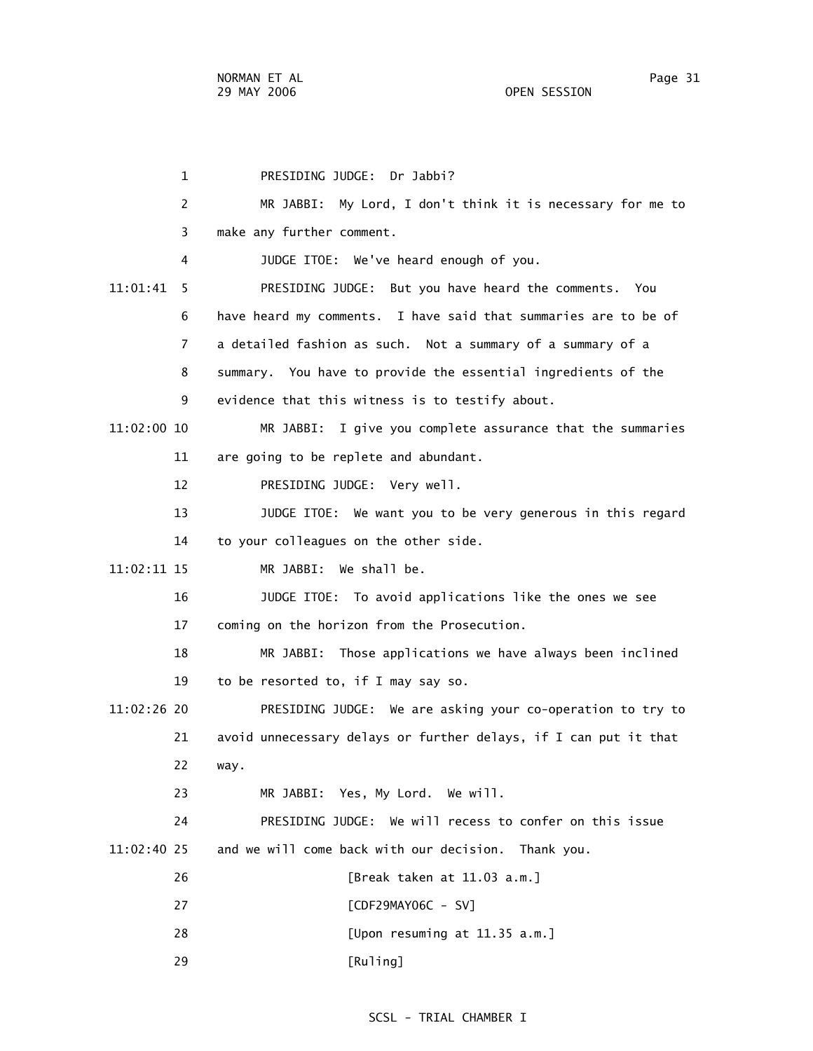1 PRESIDING JUDGE: Dr Jabbi?

2 MR JABBI: My Lord, I don't think it is necessary for me to

3 make any further comment.

4 JUDGE ITOE: We've heard enough of you.

11:01:41 5 PRESIDING JUDGE: But you have heard the comments. You

6 have heard my comments. I have said that summaries are to be of

7 a detailed fashion as such. Not a summary of a summary of a

8 summary. You have to provide the essential ingredients of the

9 evidence that this witness is to testify about.

11:02:00 10 MR JABBI: I give you complete assurance that the summaries

11 are going to be replete and abundant.

12 PRESIDING JUDGE: Very well.

13 JUDGE ITOE: We want you to be very generous in this regard

14 to your colleagues on the other side.

11:02:11 15 MR JABBI: We shall be.

16 JUDGE ITOE: To avoid applications like the ones we see

17 coming on the horizon from the Prosecution.

18 MR JABBI: Those applications we have always been inclined

19 to be resorted to, if I may say so.

11:02:26 20 PRESIDING JUDGE: We are asking your co-operation to try to

21 avoid unnecessary delays or further delays, if I can put it that

22 way.

23 MR JABBI: Yes, My Lord. We will.

24 PRESIDING JUDGE: We will recess to confer on this issue

11:02:40 25 and we will come back with our decision. Thank you.

26 [Break taken at 11.03 a.m.]

27 [CDF29MAY06C - SV]

28 [Upon resuming at 11.35 a.m.]

29 [Ruling]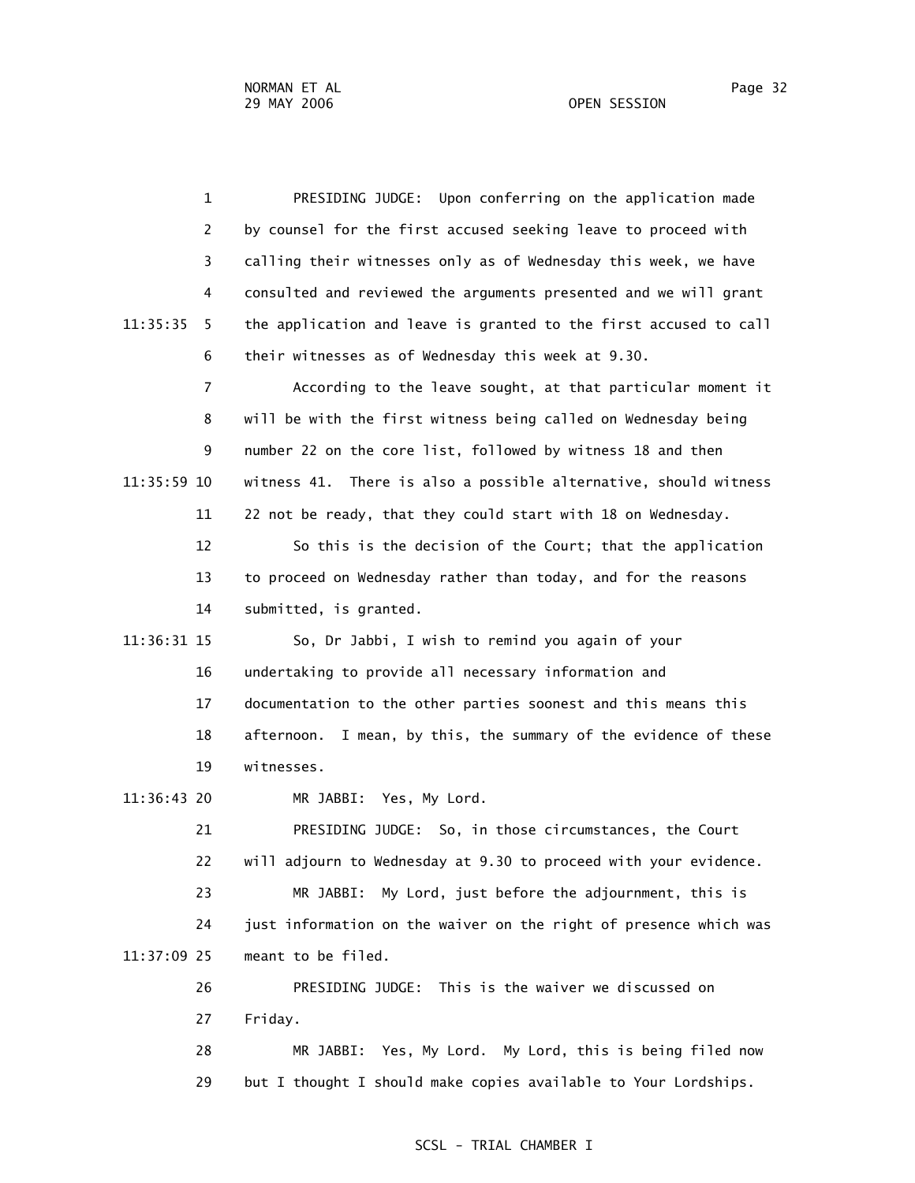PRESIDING JUDGE: Upon conferring on the application made by counsel for the first accused seeking leave to proceed with calling their witnesses only as of Wednesday this week, we have consulted and reviewed the arguments presented and we will grant the application and leave is granted to the first accused to call their witnesses as of Wednesday this week at 9.30.

According to the leave sought, at that particular moment it will be with the first witness being called on Wednesday being number 22 on the core list, followed by witness 18 and then witness 41. There is also a possible alternative, should witness 22 not be ready, that they could start with 18 on Wednesday.

So this is the decision of the Court; that the application to proceed on Wednesday rather than today, and for the reasons submitted, is granted.

So, Dr Jabbi, I wish to remind you again of your undertaking to provide all necessary information and documentation to the other parties soonest and this means this afternoon. I mean, by this, the summary of the evidence of these witnesses.

MR JABBI: Yes, My Lord.

PRESIDING JUDGE: So, in those circumstances, the Court will adjourn to Wednesday at 9.30 to proceed with your evidence.

MR JABBI: My Lord, just before the adjournment, this is just information on the waiver on the right of presence which was meant to be filed.

PRESIDING JUDGE: This is the waiver we discussed on Friday.

MR JABBI: Yes, My Lord. My Lord, this is being filed now but I thought I should make copies available to Your Lordships.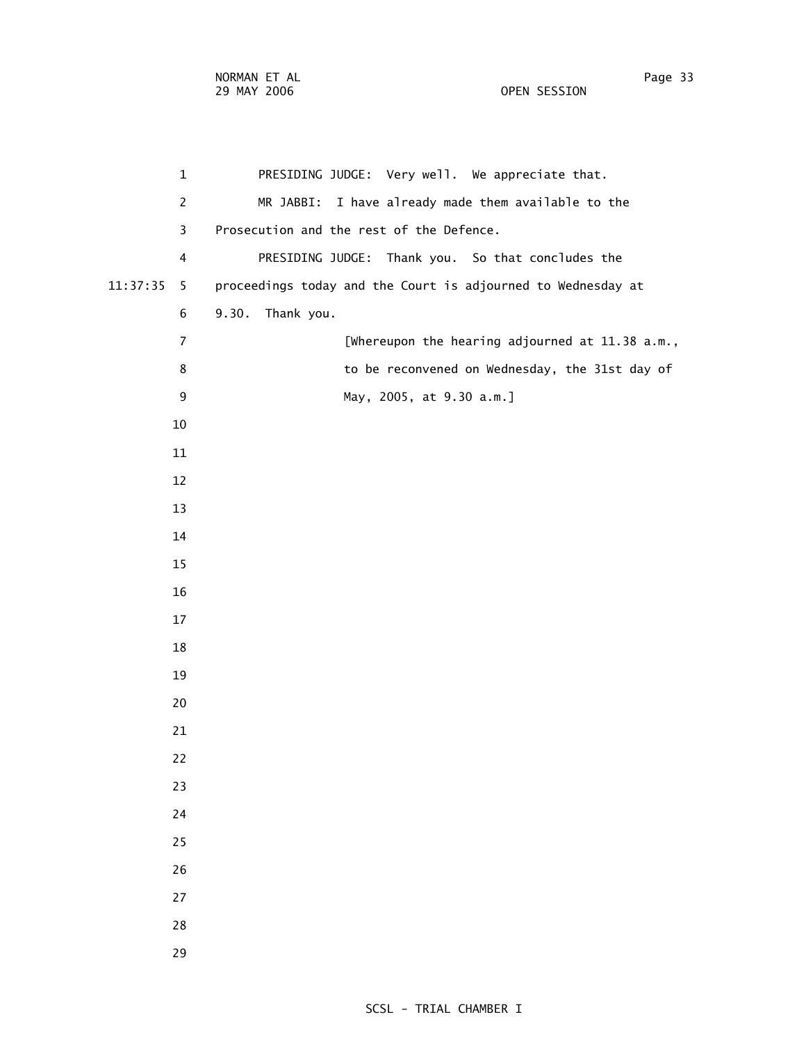PRESIDING JUDGE: Very well. We appreciate that.

MR JABBI: I have already made them available to the Prosecution and the rest of the Defence.

PRESIDING JUDGE: Thank you. So that concludes the proceedings today and the Court is adjourned to Wednesday at 9.30. Thank you.

[Whereupon the hearing adjourned at 11.38 a.m., to be reconvened on Wednesday, the 31st day of May, 2005, at 9.30 a.m.]